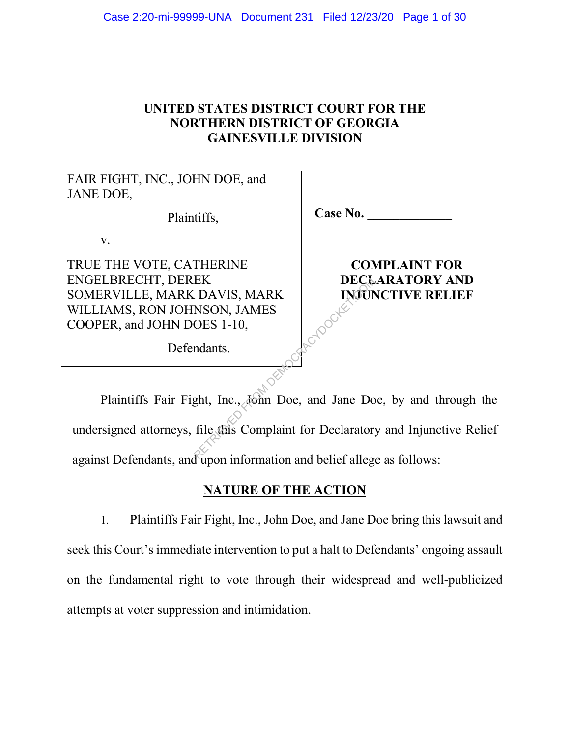# UNITED STATES DISTRICT COURT FOR THE NORTHERN DISTRICT OF GEORGIA GAINESVILLE DIVISION

| | |
|---|---|
| FAIR FIGHT, INC., JOHN DOE, and JANE DOE,<br><br>Plaintiffs,<br><br>v.<br><br>TRUE THE VOTE, CATHERINE ENGELBRECHT, DEREK SOMERVILLE, MARK DAVIS, MARK WILLIAMS, RON JOHNSON, JAMES COOPER, and JOHN DOES 1-10,<br><br>Defendants. | **Case No. _____________**<br><br>**COMPLAINT FOR DECLARATORY AND INJUNCTIVE RELIEF** |

Plaintiffs Fair Fight, Inc., John Doe, and Jane Doe, by and through the undersigned attorneys, file this Complaint for Declaratory and Injunctive Relief against Defendants, and upon information and belief allege as follows:

## NATURE OF THE ACTION

1. Plaintiffs Fair Fight, Inc., John Doe, and Jane Doe bring this lawsuit and seek this Court's immediate intervention to put a halt to Defendants' ongoing assault on the fundamental right to vote through their widespread and well-publicized attempts at voter suppression and intimidation.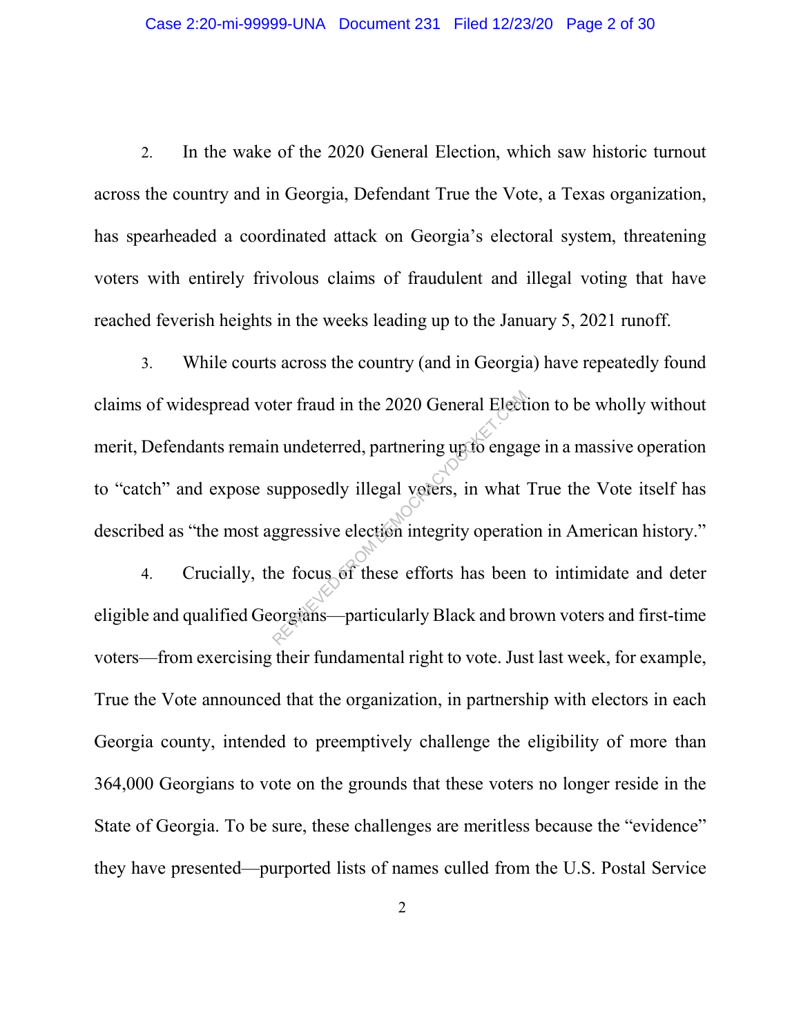2. In the wake of the 2020 General Election, which saw historic turnout across the country and in Georgia, Defendant True the Vote, a Texas organization, has spearheaded a coordinated attack on Georgia's electoral system, threatening voters with entirely frivolous claims of fraudulent and illegal voting that have reached feverish heights in the weeks leading up to the January 5, 2021 runoff.

3. While courts across the country (and in Georgia) have repeatedly found claims of widespread voter fraud in the 2020 General Election to be wholly without merit, Defendants remain undeterred, partnering up to engage in a massive operation to "catch" and expose supposedly illegal voters, in what True the Vote itself has described as "the most aggressive election integrity operation in American history."

4. Crucially, the focus of these efforts has been to intimidate and deter eligible and qualified Georgians—particularly Black and brown voters and first-time voters—from exercising their fundamental right to vote. Just last week, for example, True the Vote announced that the organization, in partnership with electors in each Georgia county, intended to preemptively challenge the eligibility of more than 364,000 Georgians to vote on the grounds that these voters no longer reside in the State of Georgia. To be sure, these challenges are meritless because the "evidence" they have presented—purported lists of names culled from the U.S. Postal Service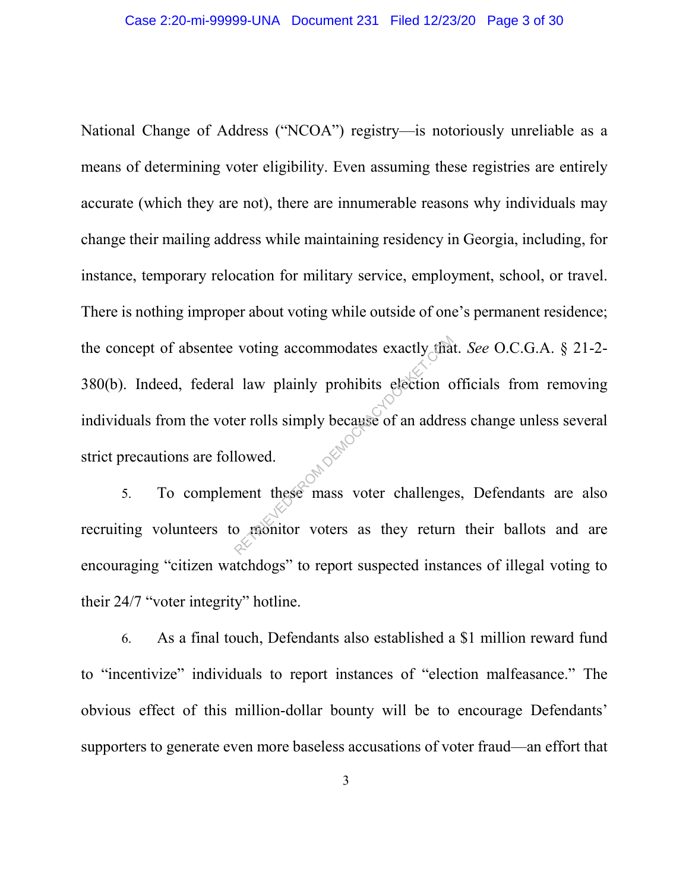National Change of Address ("NCOA") registry—is notoriously unreliable as a means of determining voter eligibility. Even assuming these registries are entirely accurate (which they are not), there are innumerable reasons why individuals may change their mailing address while maintaining residency in Georgia, including, for instance, temporary relocation for military service, employment, school, or travel. There is nothing improper about voting while outside of one's permanent residence; the concept of absentee voting accommodates exactly that. *See* O.C.G.A. § 21-2-380(b). Indeed, federal law plainly prohibits election officials from removing individuals from the voter rolls simply because of an address change unless several strict precautions are followed.

5. To complement these mass voter challenges, Defendants are also recruiting volunteers to monitor voters as they return their ballots and are encouraging "citizen watchdogs" to report suspected instances of illegal voting to their 24/7 "voter integrity" hotline.

6. As a final touch, Defendants also established a $1 million reward fund to "incentivize" individuals to report instances of "election malfeasance." The obvious effect of this million-dollar bounty will be to encourage Defendants' supporters to generate even more baseless accusations of voter fraud—an effort that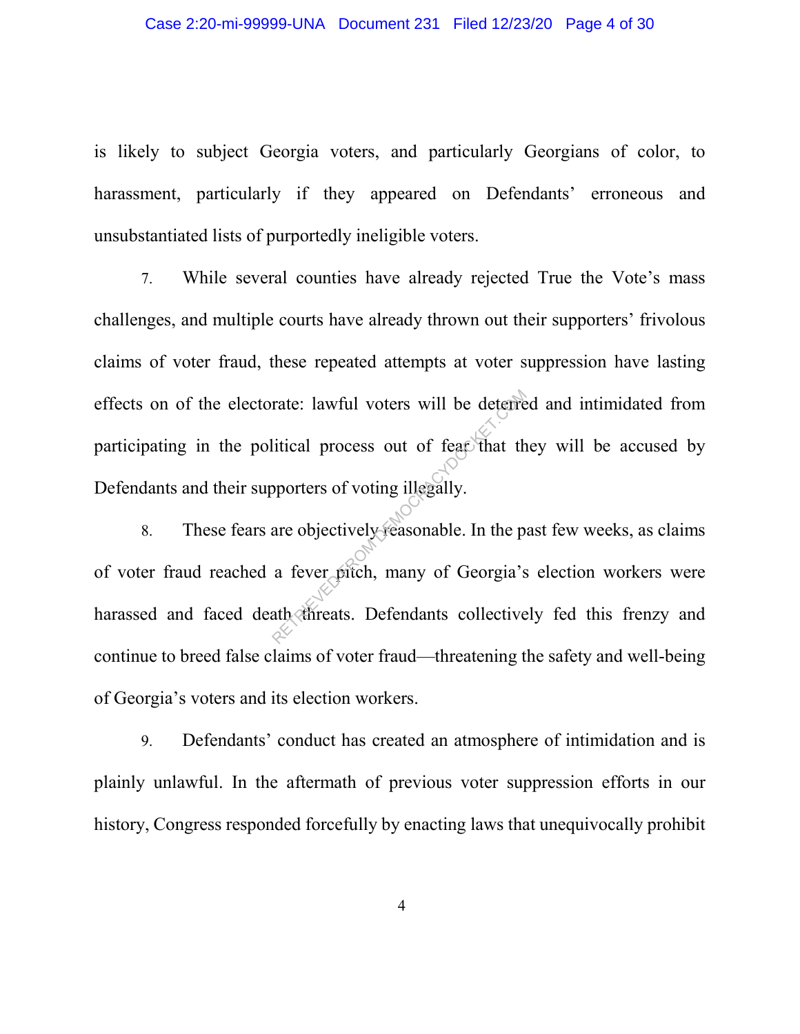is likely to subject Georgia voters, and particularly Georgians of color, to harassment, particularly if they appeared on Defendants' erroneous and unsubstantiated lists of purportedly ineligible voters.

7. While several counties have already rejected True the Vote's mass challenges, and multiple courts have already thrown out their supporters' frivolous claims of voter fraud, these repeated attempts at voter suppression have lasting effects on of the electorate: lawful voters will be deterred and intimidated from participating in the political process out of fear that they will be accused by Defendants and their supporters of voting illegally.

8. These fears are objectively reasonable. In the past few weeks, as claims of voter fraud reached a fever pitch, many of Georgia's election workers were harassed and faced death threats. Defendants collectively fed this frenzy and continue to breed false claims of voter fraud—threatening the safety and well-being of Georgia's voters and its election workers.

9. Defendants' conduct has created an atmosphere of intimidation and is plainly unlawful. In the aftermath of previous voter suppression efforts in our history, Congress responded forcefully by enacting laws that unequivocally prohibit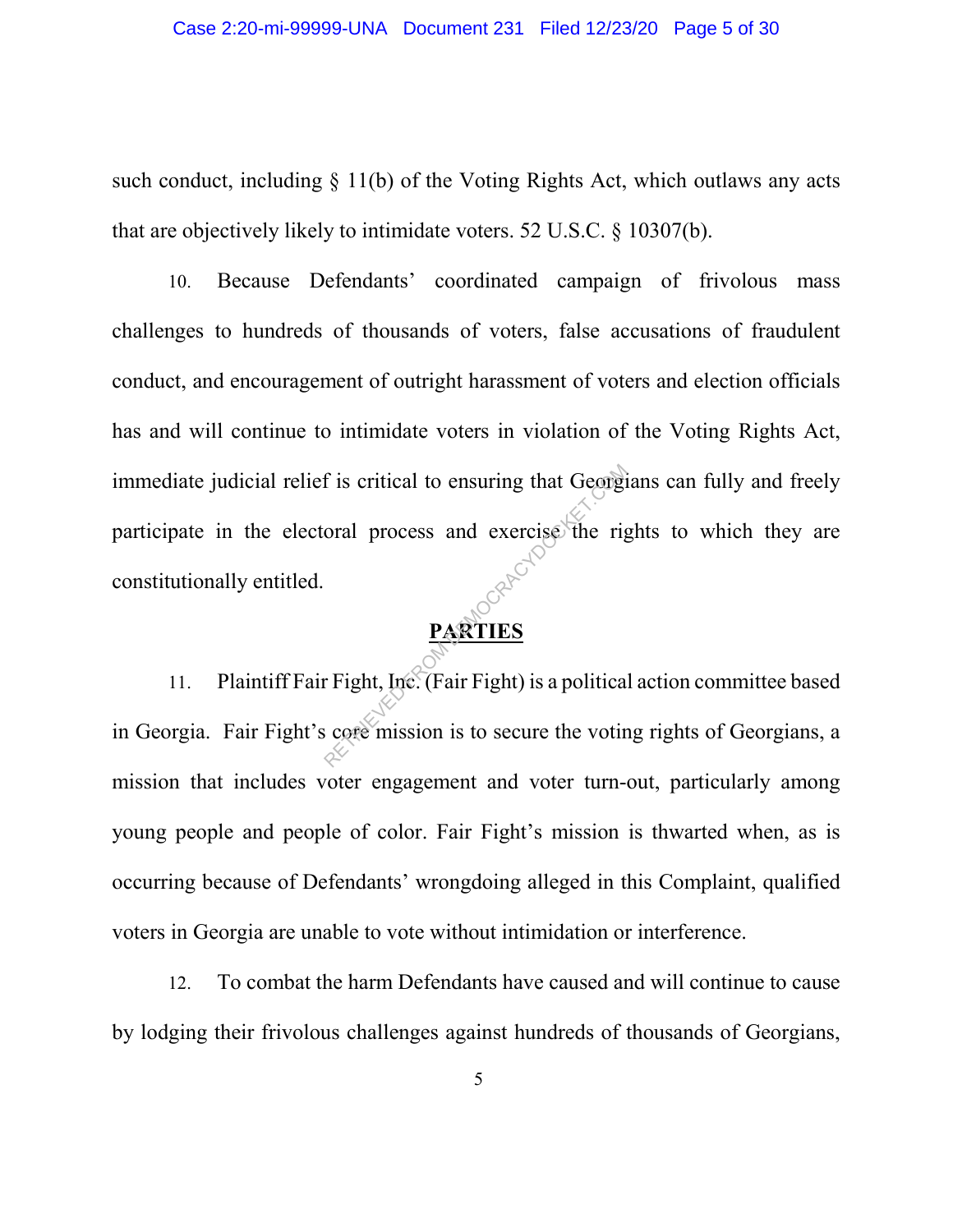such conduct, including § 11(b) of the Voting Rights Act, which outlaws any acts that are objectively likely to intimidate voters. 52 U.S.C. § 10307(b).

10. Because Defendants' coordinated campaign of frivolous mass challenges to hundreds of thousands of voters, false accusations of fraudulent conduct, and encouragement of outright harassment of voters and election officials has and will continue to intimidate voters in violation of the Voting Rights Act, immediate judicial relief is critical to ensuring that Georgians can fully and freely participate in the electoral process and exercise the rights to which they are constitutionally entitled.

## PARTIES

11. Plaintiff Fair Fight, Inc. (Fair Fight) is a political action committee based in Georgia. Fair Fight's core mission is to secure the voting rights of Georgians, a mission that includes voter engagement and voter turn-out, particularly among young people and people of color. Fair Fight's mission is thwarted when, as is occurring because of Defendants' wrongdoing alleged in this Complaint, qualified voters in Georgia are unable to vote without intimidation or interference.

12. To combat the harm Defendants have caused and will continue to cause by lodging their frivolous challenges against hundreds of thousands of Georgians,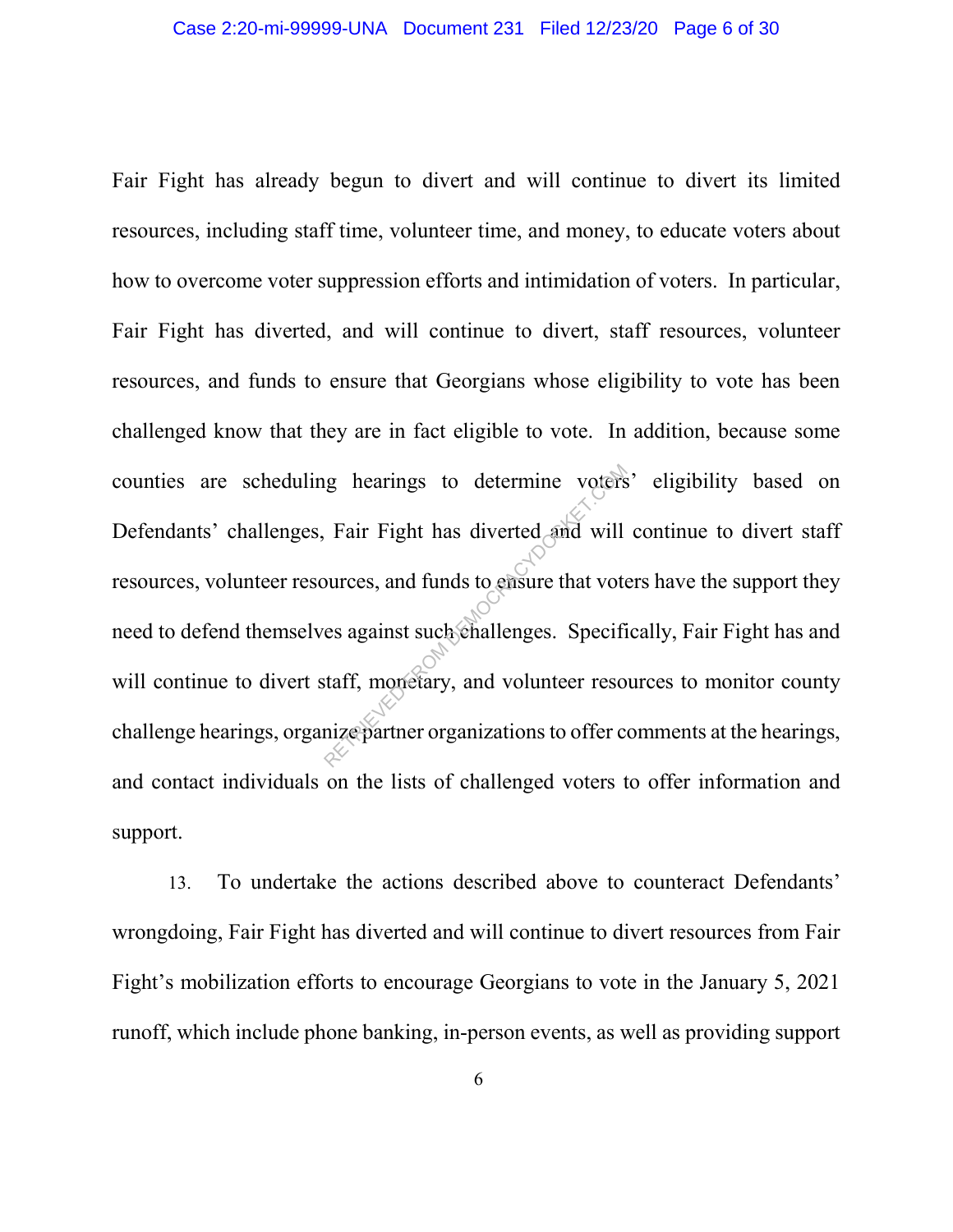Fair Fight has already begun to divert and will continue to divert its limited resources, including staff time, volunteer time, and money, to educate voters about how to overcome voter suppression efforts and intimidation of voters. In particular, Fair Fight has diverted, and will continue to divert, staff resources, volunteer resources, and funds to ensure that Georgians whose eligibility to vote has been challenged know that they are in fact eligible to vote. In addition, because some counties are scheduling hearings to determine voters' eligibility based on Defendants' challenges, Fair Fight has diverted and will continue to divert staff resources, volunteer resources, and funds to ensure that voters have the support they need to defend themselves against such challenges. Specifically, Fair Fight has and will continue to divert staff, monetary, and volunteer resources to monitor county challenge hearings, organize partner organizations to offer comments at the hearings, and contact individuals on the lists of challenged voters to offer information and support.

13. To undertake the actions described above to counteract Defendants' wrongdoing, Fair Fight has diverted and will continue to divert resources from Fair Fight's mobilization efforts to encourage Georgians to vote in the January 5, 2021 runoff, which include phone banking, in-person events, as well as providing support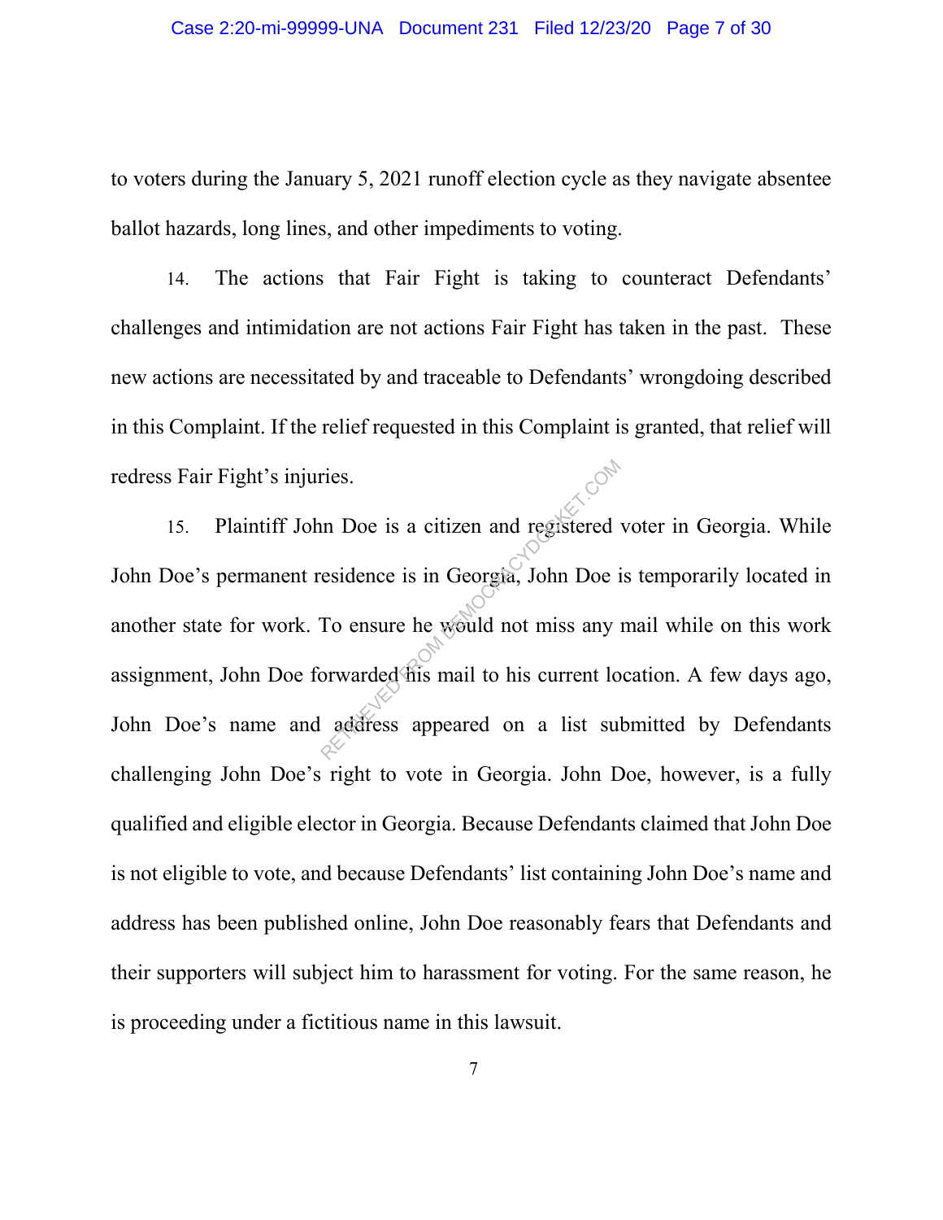to voters during the January 5, 2021 runoff election cycle as they navigate absentee ballot hazards, long lines, and other impediments to voting.

14. The actions that Fair Fight is taking to counteract Defendants' challenges and intimidation are not actions Fair Fight has taken in the past. These new actions are necessitated by and traceable to Defendants' wrongdoing described in this Complaint. If the relief requested in this Complaint is granted, that relief will redress Fair Fight's injuries.

15. Plaintiff John Doe is a citizen and registered voter in Georgia. While John Doe's permanent residence is in Georgia, John Doe is temporarily located in another state for work. To ensure he would not miss any mail while on this work assignment, John Doe forwarded his mail to his current location. A few days ago, John Doe's name and address appeared on a list submitted by Defendants challenging John Doe's right to vote in Georgia. John Doe, however, is a fully qualified and eligible elector in Georgia. Because Defendants claimed that John Doe is not eligible to vote, and because Defendants' list containing John Doe's name and address has been published online, John Doe reasonably fears that Defendants and their supporters will subject him to harassment for voting. For the same reason, he is proceeding under a fictitious name in this lawsuit.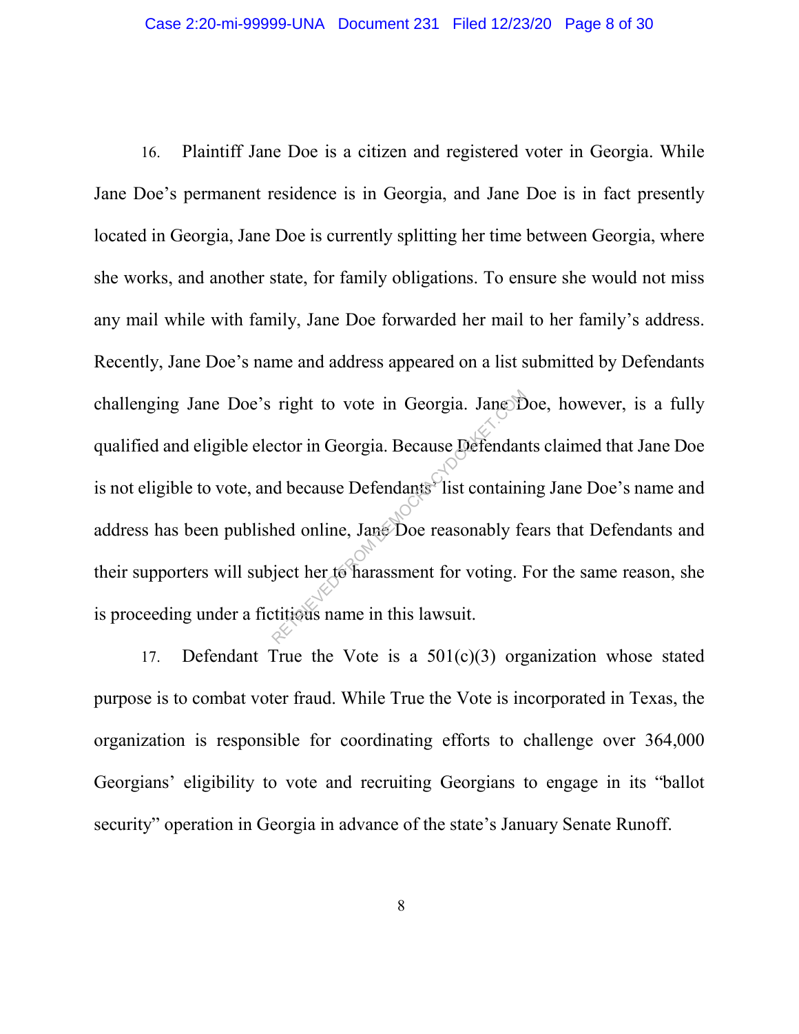16. Plaintiff Jane Doe is a citizen and registered voter in Georgia. While Jane Doe's permanent residence is in Georgia, and Jane Doe is in fact presently located in Georgia, Jane Doe is currently splitting her time between Georgia, where she works, and another state, for family obligations. To ensure she would not miss any mail while with family, Jane Doe forwarded her mail to her family's address. Recently, Jane Doe's name and address appeared on a list submitted by Defendants challenging Jane Doe's right to vote in Georgia. Jane Doe, however, is a fully qualified and eligible elector in Georgia. Because Defendants claimed that Jane Doe is not eligible to vote, and because Defendants' list containing Jane Doe's name and address has been published online, Jane Doe reasonably fears that Defendants and their supporters will subject her to harassment for voting. For the same reason, she is proceeding under a fictitious name in this lawsuit.

17. Defendant True the Vote is a 501(c)(3) organization whose stated purpose is to combat voter fraud. While True the Vote is incorporated in Texas, the organization is responsible for coordinating efforts to challenge over 364,000 Georgians' eligibility to vote and recruiting Georgians to engage in its "ballot security" operation in Georgia in advance of the state's January Senate Runoff.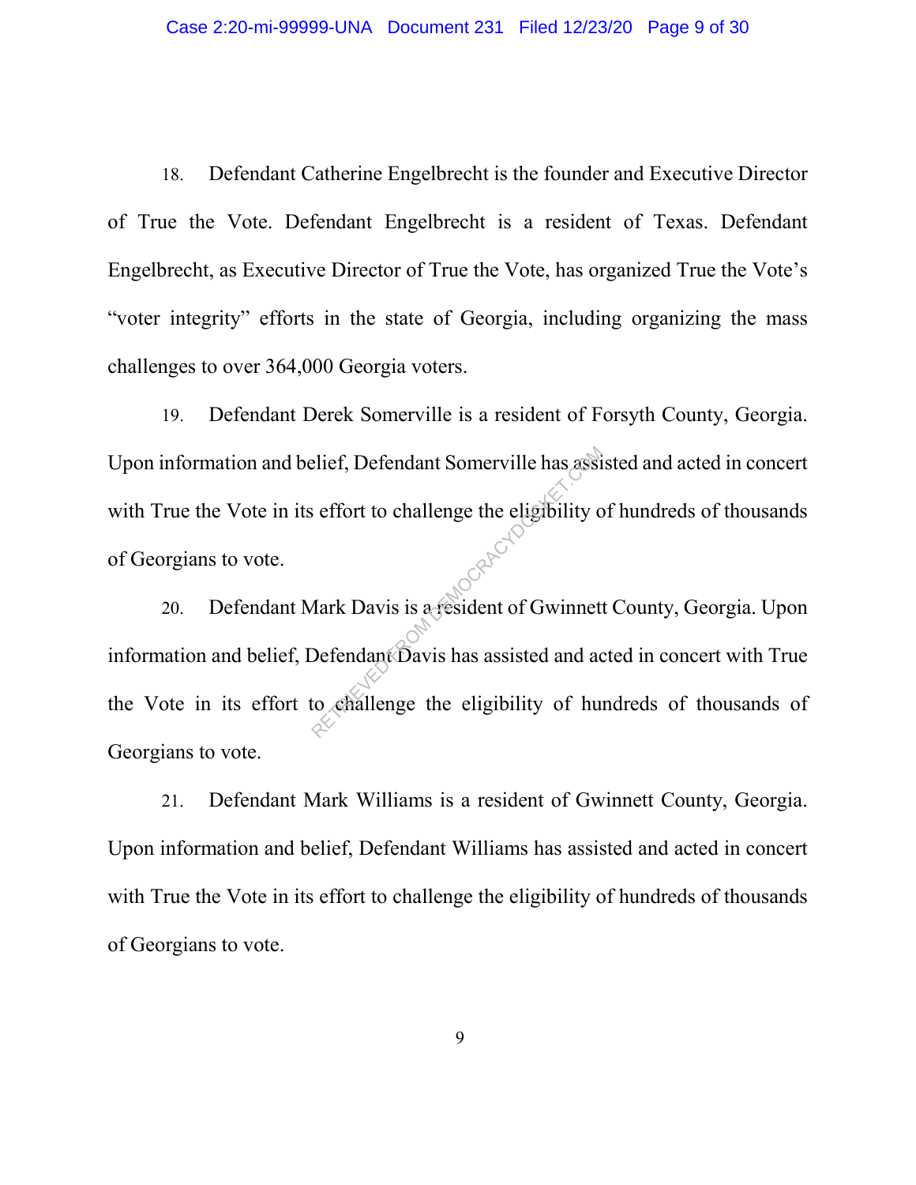18. Defendant Catherine Engelbrecht is the founder and Executive Director of True the Vote. Defendant Engelbrecht is a resident of Texas. Defendant Engelbrecht, as Executive Director of True the Vote, has organized True the Vote's "voter integrity" efforts in the state of Georgia, including organizing the mass challenges to over 364,000 Georgia voters.

19. Defendant Derek Somerville is a resident of Forsyth County, Georgia. Upon information and belief, Defendant Somerville has assisted and acted in concert with True the Vote in its effort to challenge the eligibility of hundreds of thousands of Georgians to vote.

20. Defendant Mark Davis is a resident of Gwinnett County, Georgia. Upon information and belief, Defendant Davis has assisted and acted in concert with True the Vote in its effort to challenge the eligibility of hundreds of thousands of Georgians to vote.

21. Defendant Mark Williams is a resident of Gwinnett County, Georgia. Upon information and belief, Defendant Williams has assisted and acted in concert with True the Vote in its effort to challenge the eligibility of hundreds of thousands of Georgians to vote.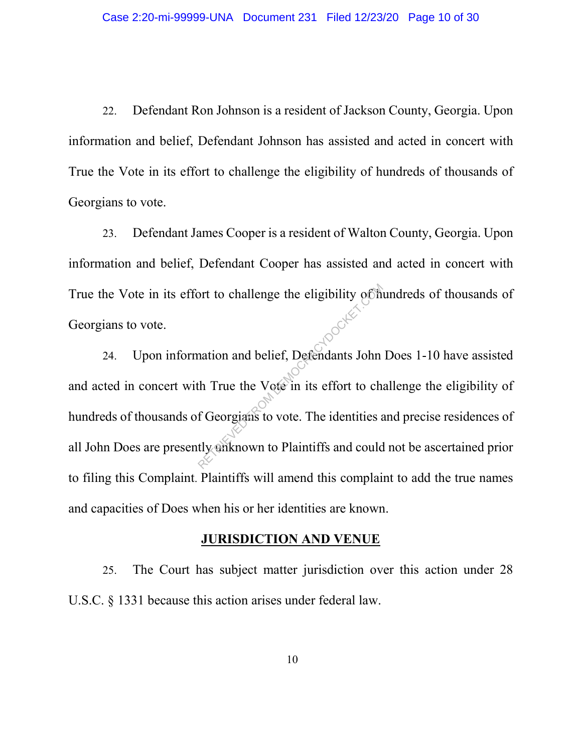22. Defendant Ron Johnson is a resident of Jackson County, Georgia. Upon information and belief, Defendant Johnson has assisted and acted in concert with True the Vote in its effort to challenge the eligibility of hundreds of thousands of Georgians to vote.

23. Defendant James Cooper is a resident of Walton County, Georgia. Upon information and belief, Defendant Cooper has assisted and acted in concert with True the Vote in its effort to challenge the eligibility of hundreds of thousands of Georgians to vote.

24. Upon information and belief, Defendants John Does 1-10 have assisted and acted in concert with True the Vote in its effort to challenge the eligibility of hundreds of thousands of Georgians to vote. The identities and precise residences of all John Does are presently unknown to Plaintiffs and could not be ascertained prior to filing this Complaint. Plaintiffs will amend this complaint to add the true names and capacities of Does when his or her identities are known.

## JURISDICTION AND VENUE

25. The Court has subject matter jurisdiction over this action under 28 U.S.C. § 1331 because this action arises under federal law.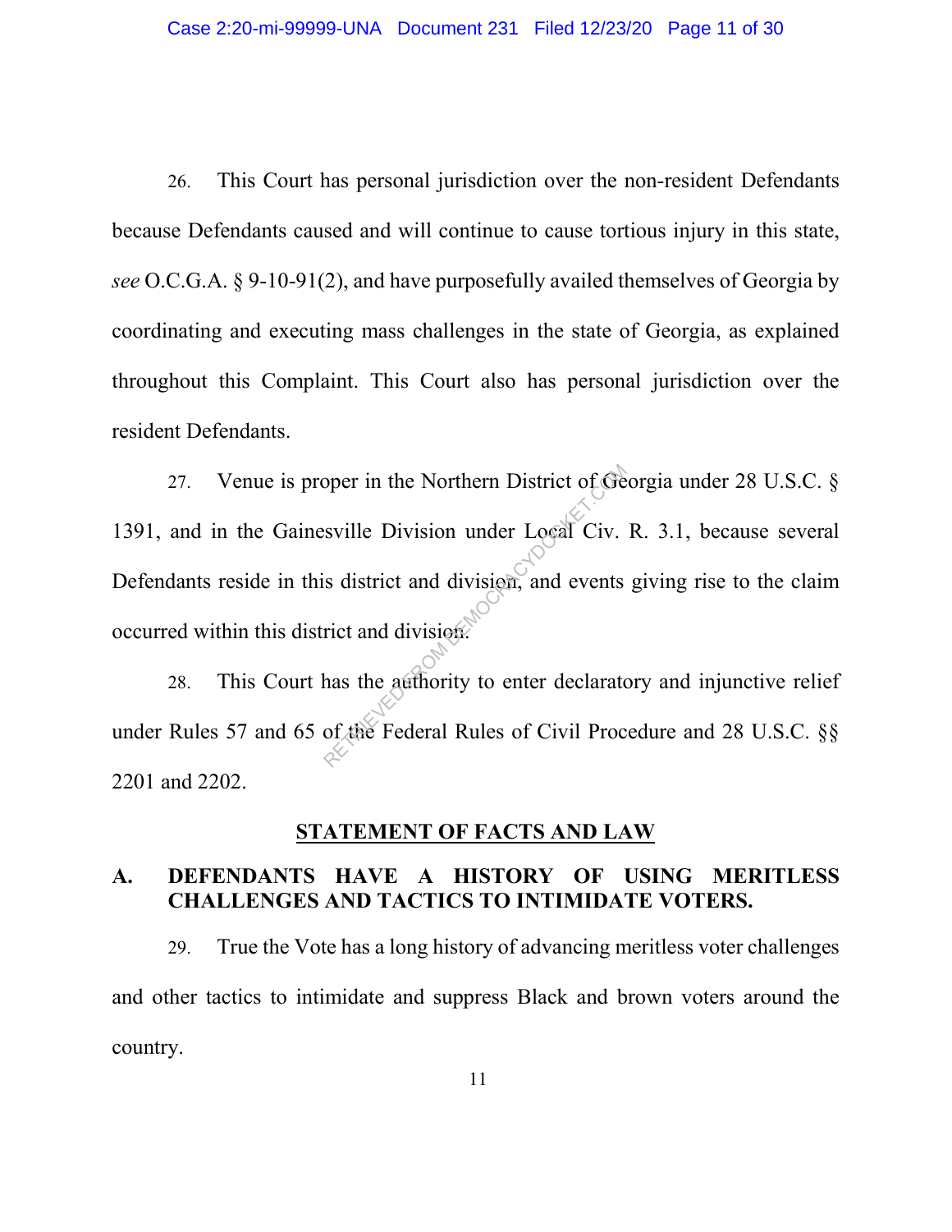26. This Court has personal jurisdiction over the non-resident Defendants because Defendants caused and will continue to cause tortious injury in this state, *see* O.C.G.A. § 9-10-91(2), and have purposefully availed themselves of Georgia by coordinating and executing mass challenges in the state of Georgia, as explained throughout this Complaint. This Court also has personal jurisdiction over the resident Defendants.

27. Venue is proper in the Northern District of Georgia under 28 U.S.C. § 1391, and in the Gainesville Division under Local Civ. R. 3.1, because several Defendants reside in this district and division, and events giving rise to the claim occurred within this district and division.

28. This Court has the authority to enter declaratory and injunctive relief under Rules 57 and 65 of the Federal Rules of Civil Procedure and 28 U.S.C. §§ 2201 and 2202.

## STATEMENT OF FACTS AND LAW

### A. DEFENDANTS HAVE A HISTORY OF USING MERITLESS CHALLENGES AND TACTICS TO INTIMIDATE VOTERS.

29. True the Vote has a long history of advancing meritless voter challenges and other tactics to intimidate and suppress Black and brown voters around the country.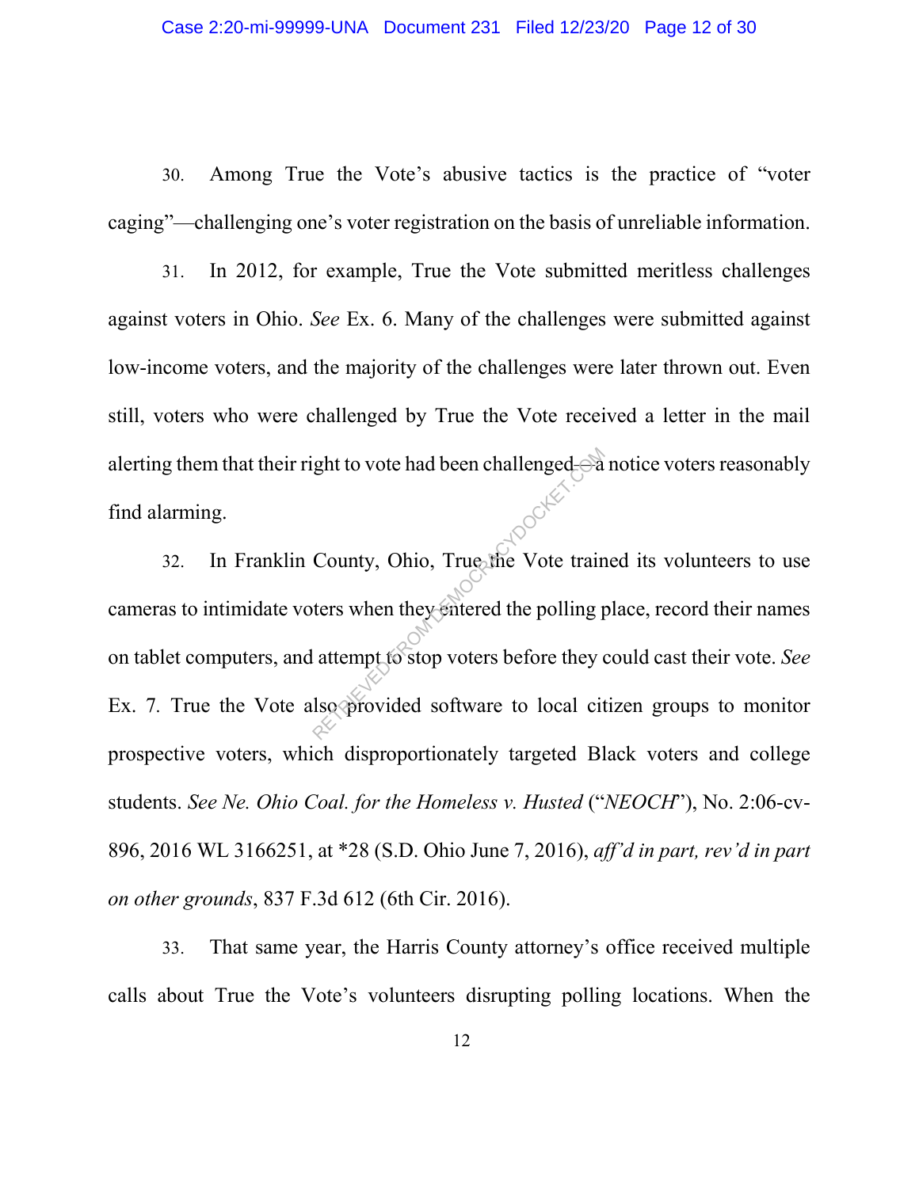30. Among True the Vote's abusive tactics is the practice of "voter caging"—challenging one's voter registration on the basis of unreliable information.

31. In 2012, for example, True the Vote submitted meritless challenges against voters in Ohio. *See* Ex. 6. Many of the challenges were submitted against low-income voters, and the majority of the challenges were later thrown out. Even still, voters who were challenged by True the Vote received a letter in the mail alerting them that their right to vote had been challenged—a notice voters reasonably find alarming.

32. In Franklin County, Ohio, True the Vote trained its volunteers to use cameras to intimidate voters when they entered the polling place, record their names on tablet computers, and attempt to stop voters before they could cast their vote. *See* Ex. 7. True the Vote also provided software to local citizen groups to monitor prospective voters, which disproportionately targeted Black voters and college students. *See Ne. Ohio Coal. for the Homeless v. Husted* ("*NEOCH*"), No. 2:06-cv-896, 2016 WL 3166251, at *28 (S.D. Ohio June 7, 2016), *aff'd in part, rev'd in part on other grounds*, 837 F.3d 612 (6th Cir. 2016).

33. That same year, the Harris County attorney's office received multiple calls about True the Vote's volunteers disrupting polling locations. When the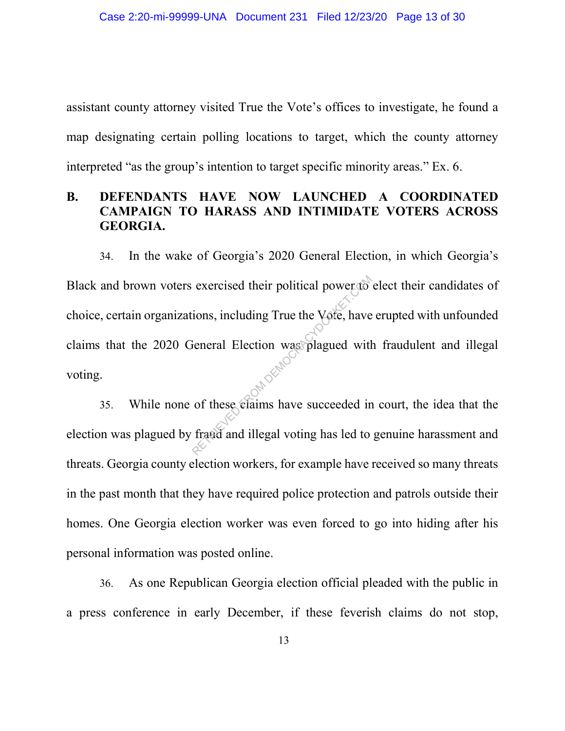assistant county attorney visited True the Vote's offices to investigate, he found a map designating certain polling locations to target, which the county attorney interpreted "as the group's intention to target specific minority areas." Ex. 6.

## B. DEFENDANTS HAVE NOW LAUNCHED A COORDINATED CAMPAIGN TO HARASS AND INTIMIDATE VOTERS ACROSS GEORGIA.

34. In the wake of Georgia's 2020 General Election, in which Georgia's Black and brown voters exercised their political power to elect their candidates of choice, certain organizations, including True the Vote, have erupted with unfounded claims that the 2020 General Election was plagued with fraudulent and illegal voting.

35. While none of these claims have succeeded in court, the idea that the election was plagued by fraud and illegal voting has led to genuine harassment and threats. Georgia county election workers, for example have received so many threats in the past month that they have required police protection and patrols outside their homes. One Georgia election worker was even forced to go into hiding after his personal information was posted online.

36. As one Republican Georgia election official pleaded with the public in a press conference in early December, if these feverish claims do not stop,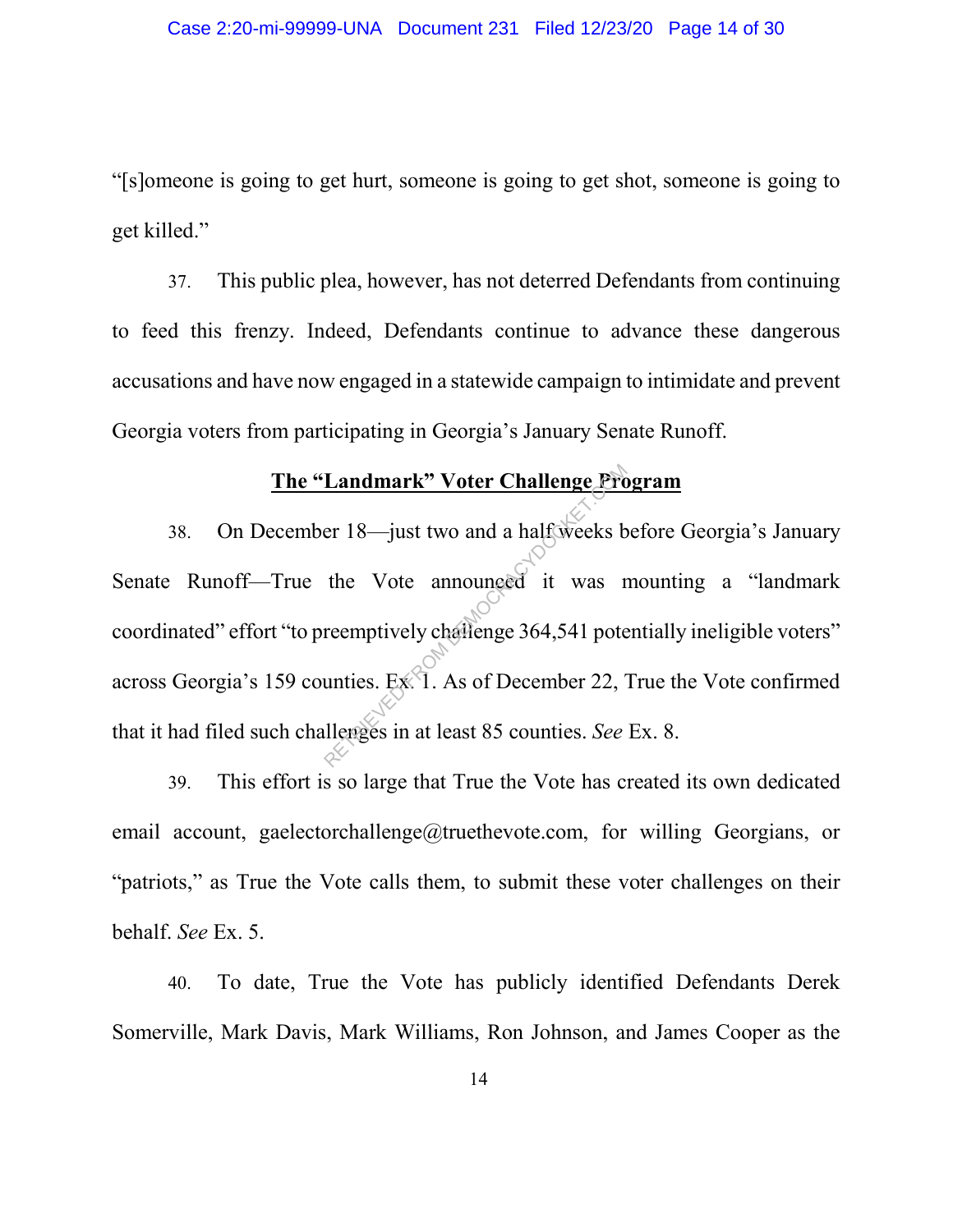"[s]omeone is going to get hurt, someone is going to get shot, someone is going to get killed."

37. This public plea, however, has not deterred Defendants from continuing to feed this frenzy. Indeed, Defendants continue to advance these dangerous accusations and have now engaged in a statewide campaign to intimidate and prevent Georgia voters from participating in Georgia's January Senate Runoff.

**<u>The "Landmark" Voter Challenge Program</u>**

38. On December 18—just two and a half weeks before Georgia's January Senate Runoff—True the Vote announced it was mounting a "landmark coordinated" effort "to preemptively challenge 364,541 potentially ineligible voters" across Georgia's 159 counties. Ex. 1. As of December 22, True the Vote confirmed that it had filed such challenges in at least 85 counties. *See* Ex. 8.

39. This effort is so large that True the Vote has created its own dedicated email account, gaelectorchallenge@truethevote.com, for willing Georgians, or "patriots," as True the Vote calls them, to submit these voter challenges on their behalf. *See* Ex. 5.

40. To date, True the Vote has publicly identified Defendants Derek Somerville, Mark Davis, Mark Williams, Ron Johnson, and James Cooper as the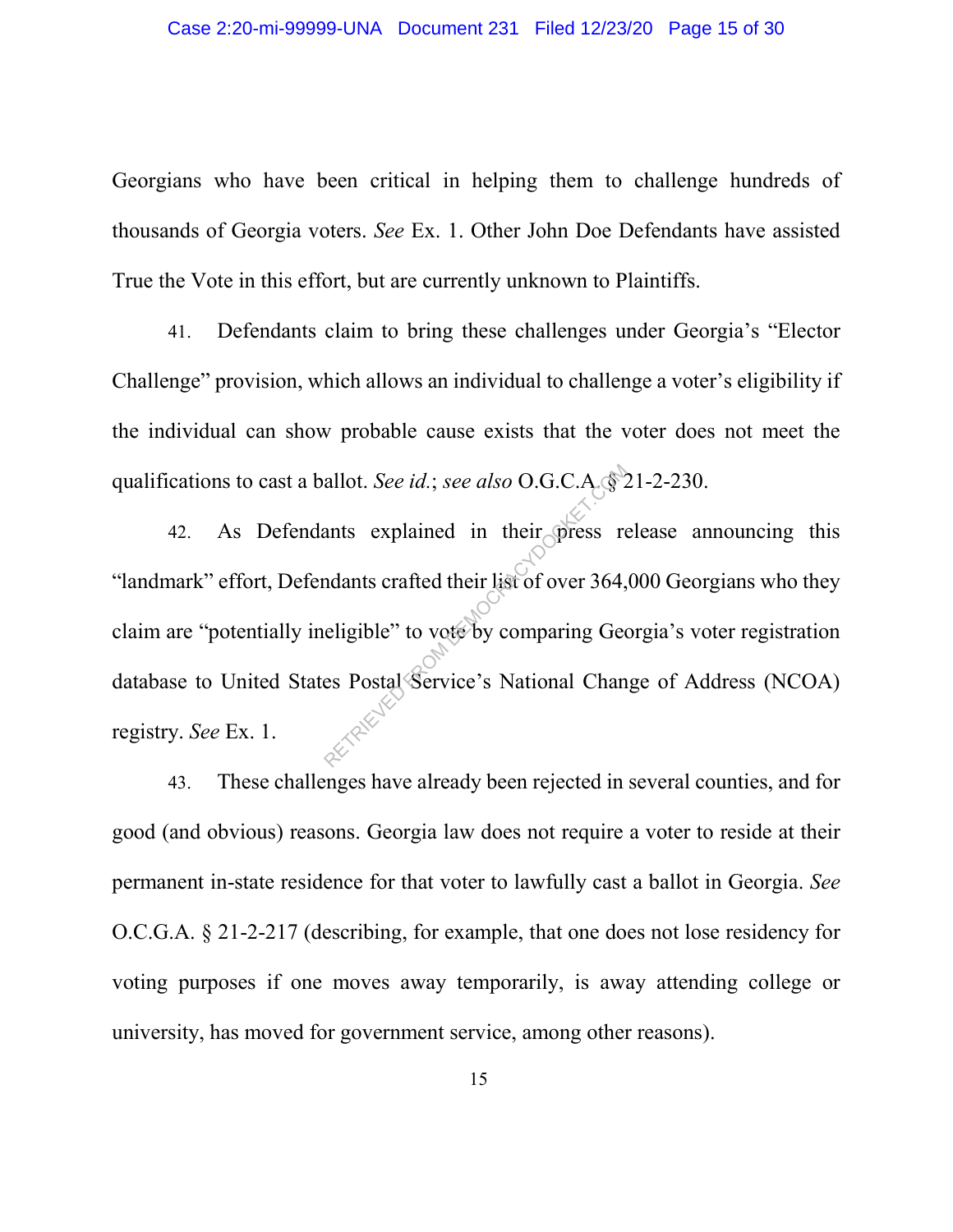Georgians who have been critical in helping them to challenge hundreds of thousands of Georgia voters. *See* Ex. 1. Other John Doe Defendants have assisted True the Vote in this effort, but are currently unknown to Plaintiffs.

41. Defendants claim to bring these challenges under Georgia's "Elector Challenge" provision, which allows an individual to challenge a voter's eligibility if the individual can show probable cause exists that the voter does not meet the qualifications to cast a ballot. *See id.*; *see also* O.G.C.A. § 21-2-230.

42. As Defendants explained in their press release announcing this "landmark" effort, Defendants crafted their list of over 364,000 Georgians who they claim are "potentially ineligible" to vote by comparing Georgia's voter registration database to United States Postal Service's National Change of Address (NCOA) registry. *See* Ex. 1.

43. These challenges have already been rejected in several counties, and for good (and obvious) reasons. Georgia law does not require a voter to reside at their permanent in-state residence for that voter to lawfully cast a ballot in Georgia. *See* O.C.G.A. § 21-2-217 (describing, for example, that one does not lose residency for voting purposes if one moves away temporarily, is away attending college or university, has moved for government service, among other reasons).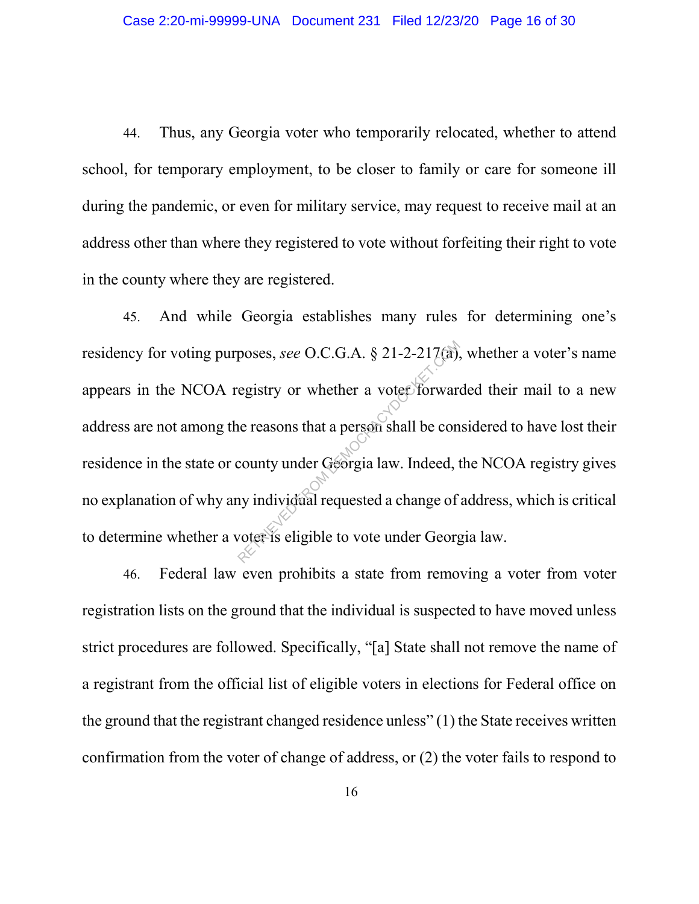44. Thus, any Georgia voter who temporarily relocated, whether to attend school, for temporary employment, to be closer to family or care for someone ill during the pandemic, or even for military service, may request to receive mail at an address other than where they registered to vote without forfeiting their right to vote in the county where they are registered.

45. And while Georgia establishes many rules for determining one's residency for voting purposes, *see* O.C.G.A. § 21-2-217(a), whether a voter's name appears in the NCOA registry or whether a voter forwarded their mail to a new address are not among the reasons that a person shall be considered to have lost their residence in the state or county under Georgia law. Indeed, the NCOA registry gives no explanation of why any individual requested a change of address, which is critical to determine whether a voter is eligible to vote under Georgia law.

46. Federal law even prohibits a state from removing a voter from voter registration lists on the ground that the individual is suspected to have moved unless strict procedures are followed. Specifically, "[a] State shall not remove the name of a registrant from the official list of eligible voters in elections for Federal office on the ground that the registrant changed residence unless" (1) the State receives written confirmation from the voter of change of address, or (2) the voter fails to respond to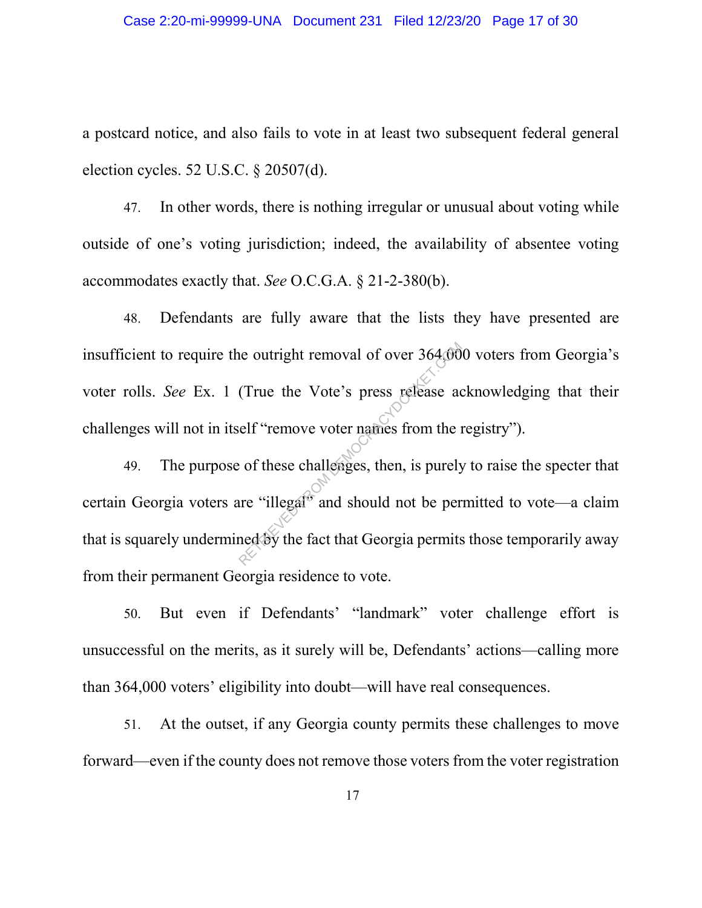a postcard notice, and also fails to vote in at least two subsequent federal general election cycles. 52 U.S.C. § 20507(d).

47. In other words, there is nothing irregular or unusual about voting while outside of one's voting jurisdiction; indeed, the availability of absentee voting accommodates exactly that. *See* O.C.G.A. § 21-2-380(b).

48. Defendants are fully aware that the lists they have presented are insufficient to require the outright removal of over 364,000 voters from Georgia's voter rolls. *See* Ex. 1 (True the Vote's press release acknowledging that their challenges will not in itself "remove voter names from the registry").

49. The purpose of these challenges, then, is purely to raise the specter that certain Georgia voters are "illegal" and should not be permitted to vote—a claim that is squarely undermined by the fact that Georgia permits those temporarily away from their permanent Georgia residence to vote.

50. But even if Defendants' "landmark" voter challenge effort is unsuccessful on the merits, as it surely will be, Defendants' actions—calling more than 364,000 voters' eligibility into doubt—will have real consequences.

51. At the outset, if any Georgia county permits these challenges to move forward—even if the county does not remove those voters from the voter registration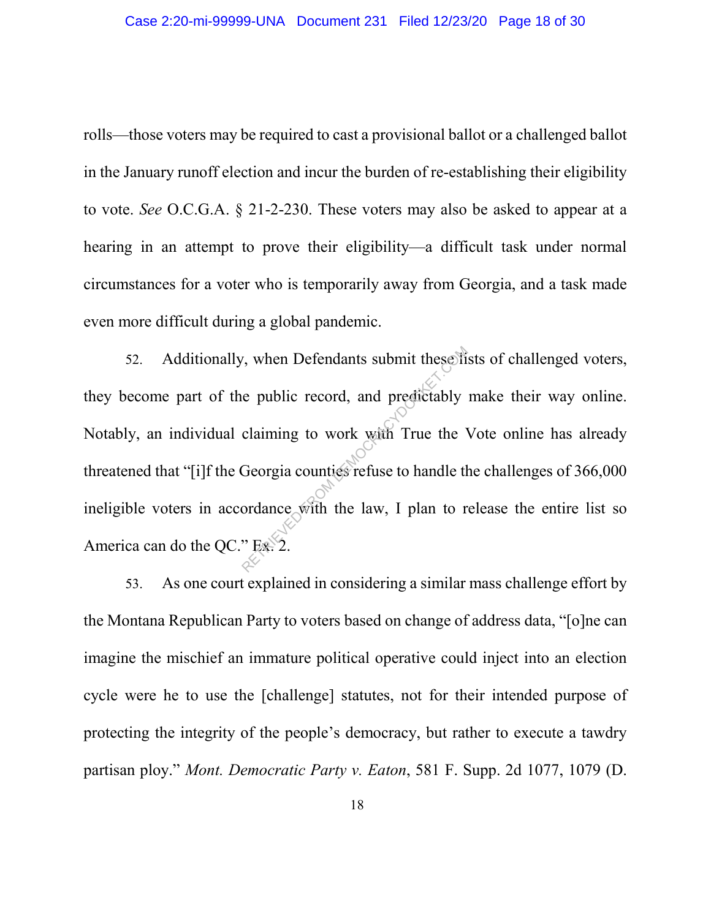rolls—those voters may be required to cast a provisional ballot or a challenged ballot in the January runoff election and incur the burden of re-establishing their eligibility to vote. *See* O.C.G.A. § 21-2-230. These voters may also be asked to appear at a hearing in an attempt to prove their eligibility—a difficult task under normal circumstances for a voter who is temporarily away from Georgia, and a task made even more difficult during a global pandemic.

52. Additionally, when Defendants submit these lists of challenged voters, they become part of the public record, and predictably make their way online. Notably, an individual claiming to work with True the Vote online has already threatened that "[i]f the Georgia counties refuse to handle the challenges of 366,000 ineligible voters in accordance with the law, I plan to release the entire list so America can do the QC." Ex. 2.

53. As one court explained in considering a similar mass challenge effort by the Montana Republican Party to voters based on change of address data, "[o]ne can imagine the mischief an immature political operative could inject into an election cycle were he to use the [challenge] statutes, not for their intended purpose of protecting the integrity of the people's democracy, but rather to execute a tawdry partisan ploy." *Mont. Democratic Party v. Eaton*, 581 F. Supp. 2d 1077, 1079 (D.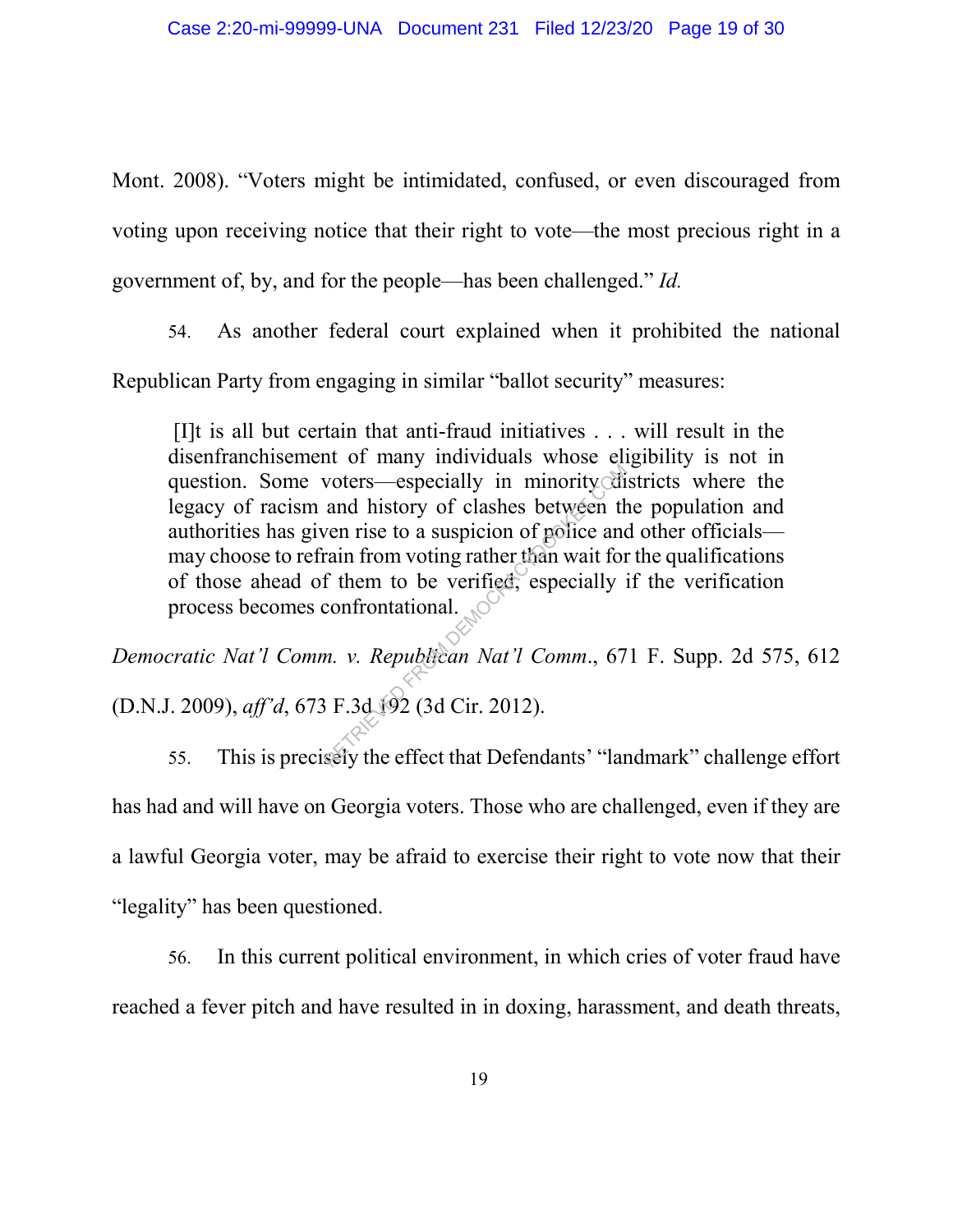Mont. 2008). "Voters might be intimidated, confused, or even discouraged from voting upon receiving notice that their right to vote—the most precious right in a government of, by, and for the people—has been challenged." *Id.*

54. As another federal court explained when it prohibited the national Republican Party from engaging in similar "ballot security" measures:

> [I]t is all but certain that anti-fraud initiatives . . . will result in the disenfranchisement of many individuals whose eligibility is not in question. Some voters—especially in minority districts where the legacy of racism and history of clashes between the population and authorities has given rise to a suspicion of police and other officials—may choose to refrain from voting rather than wait for the qualifications of those ahead of them to be verified, especially if the verification process becomes confrontational.

*Democratic Nat'l Comm. v. Republican Nat'l Comm.*, 671 F. Supp. 2d 575, 612 (D.N.J. 2009), *aff'd*, 673 F.3d 192 (3d Cir. 2012).

55. This is precisely the effect that Defendants' "landmark" challenge effort has had and will have on Georgia voters. Those who are challenged, even if they are a lawful Georgia voter, may be afraid to exercise their right to vote now that their "legality" has been questioned.

56. In this current political environment, in which cries of voter fraud have reached a fever pitch and have resulted in in doxing, harassment, and death threats,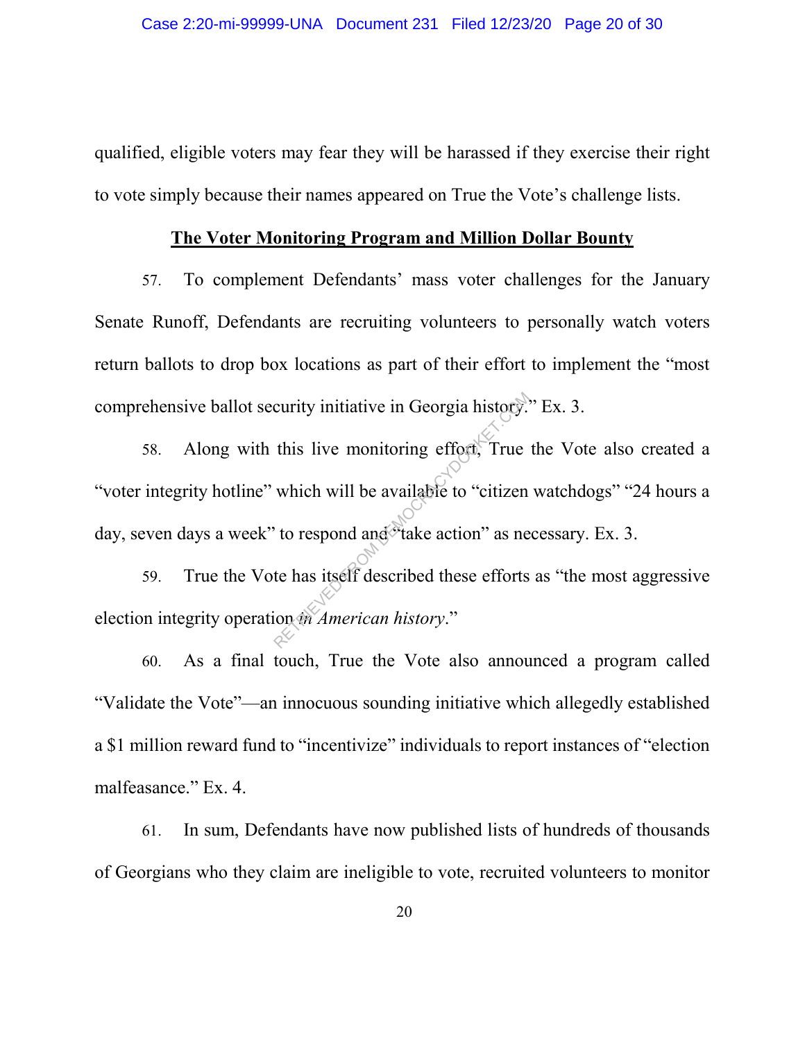qualified, eligible voters may fear they will be harassed if they exercise their right to vote simply because their names appeared on True the Vote's challenge lists.

**The Voter Monitoring Program and Million Dollar Bounty**

57. To complement Defendants' mass voter challenges for the January Senate Runoff, Defendants are recruiting volunteers to personally watch voters return ballots to drop box locations as part of their effort to implement the "most comprehensive ballot security initiative in Georgia history." Ex. 3.

58. Along with this live monitoring effort, True the Vote also created a "voter integrity hotline" which will be available to "citizen watchdogs" "24 hours a day, seven days a week" to respond and "take action" as necessary. Ex. 3.

59. True the Vote has itself described these efforts as "the most aggressive election integrity operation *in American history*."

60. As a final touch, True the Vote also announced a program called "Validate the Vote"—an innocuous sounding initiative which allegedly established a $1 million reward fund to "incentivize" individuals to report instances of "election malfeasance." Ex. 4.

61. In sum, Defendants have now published lists of hundreds of thousands of Georgians who they claim are ineligible to vote, recruited volunteers to monitor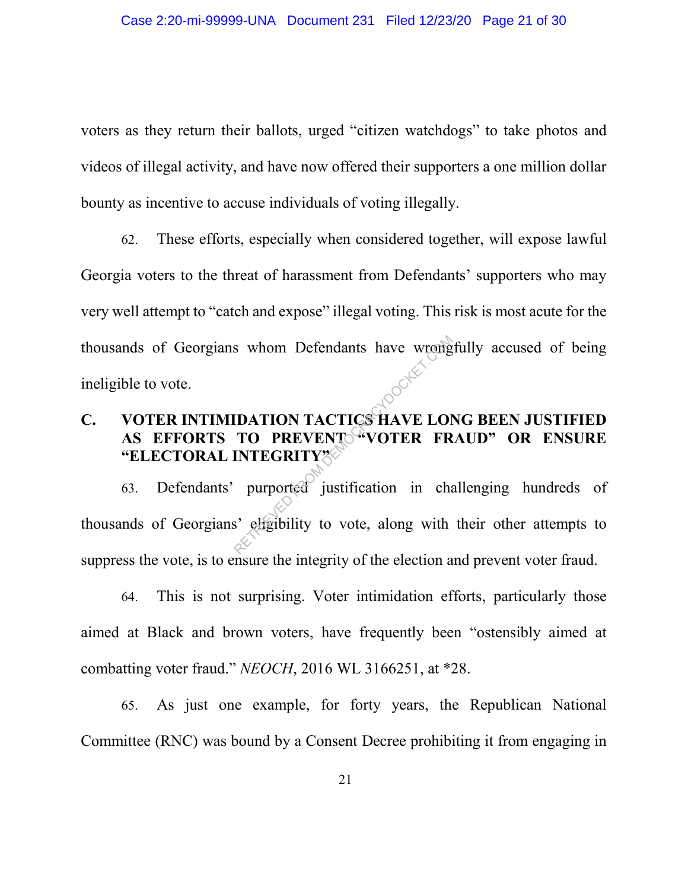voters as they return their ballots, urged "citizen watchdogs" to take photos and videos of illegal activity, and have now offered their supporters a one million dollar bounty as incentive to accuse individuals of voting illegally.

62. These efforts, especially when considered together, will expose lawful Georgia voters to the threat of harassment from Defendants' supporters who may very well attempt to "catch and expose" illegal voting. This risk is most acute for the thousands of Georgians whom Defendants have wrongfully accused of being ineligible to vote.

### C. VOTER INTIMIDATION TACTICS HAVE LONG BEEN JUSTIFIED AS EFFORTS TO PREVENT "VOTER FRAUD" OR ENSURE "ELECTORAL INTEGRITY"

63. Defendants' purported justification in challenging hundreds of thousands of Georgians' eligibility to vote, along with their other attempts to suppress the vote, is to ensure the integrity of the election and prevent voter fraud.

64. This is not surprising. Voter intimidation efforts, particularly those aimed at Black and brown voters, have frequently been "ostensibly aimed at combatting voter fraud." *NEOCH*, 2016 WL 3166251, at *28.

65. As just one example, for forty years, the Republican National Committee (RNC) was bound by a Consent Decree prohibiting it from engaging in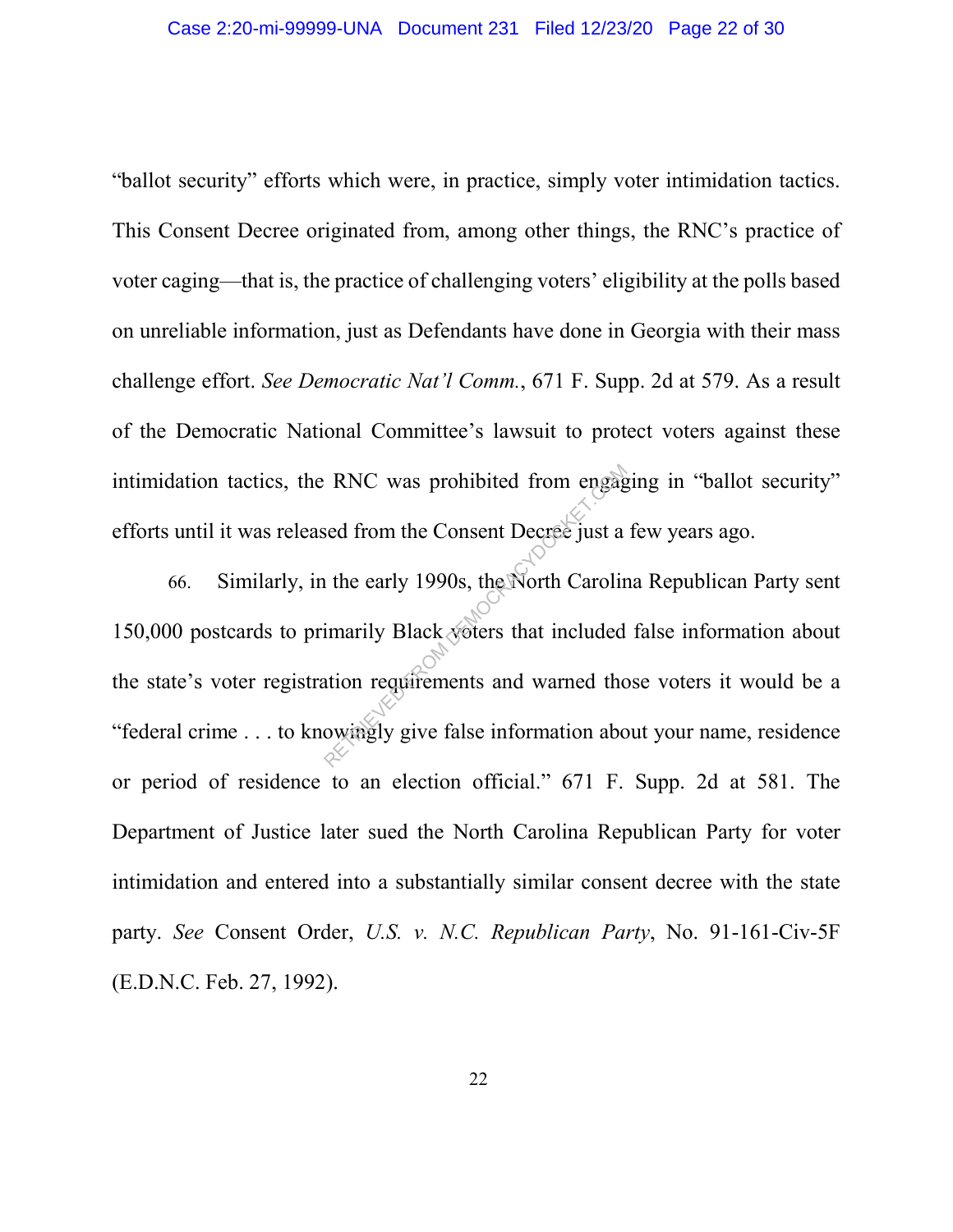"ballot security" efforts which were, in practice, simply voter intimidation tactics. This Consent Decree originated from, among other things, the RNC's practice of voter caging—that is, the practice of challenging voters' eligibility at the polls based on unreliable information, just as Defendants have done in Georgia with their mass challenge effort. *See Democratic Nat'l Comm.*, 671 F. Supp. 2d at 579. As a result of the Democratic National Committee's lawsuit to protect voters against these intimidation tactics, the RNC was prohibited from engaging in "ballot security" efforts until it was released from the Consent Decree just a few years ago.

66. Similarly, in the early 1990s, the North Carolina Republican Party sent 150,000 postcards to primarily Black voters that included false information about the state's voter registration requirements and warned those voters it would be a "federal crime . . . to knowingly give false information about your name, residence or period of residence to an election official." 671 F. Supp. 2d at 581. The Department of Justice later sued the North Carolina Republican Party for voter intimidation and entered into a substantially similar consent decree with the state party. *See* Consent Order, *U.S. v. N.C. Republican Party*, No. 91-161-Civ-5F (E.D.N.C. Feb. 27, 1992).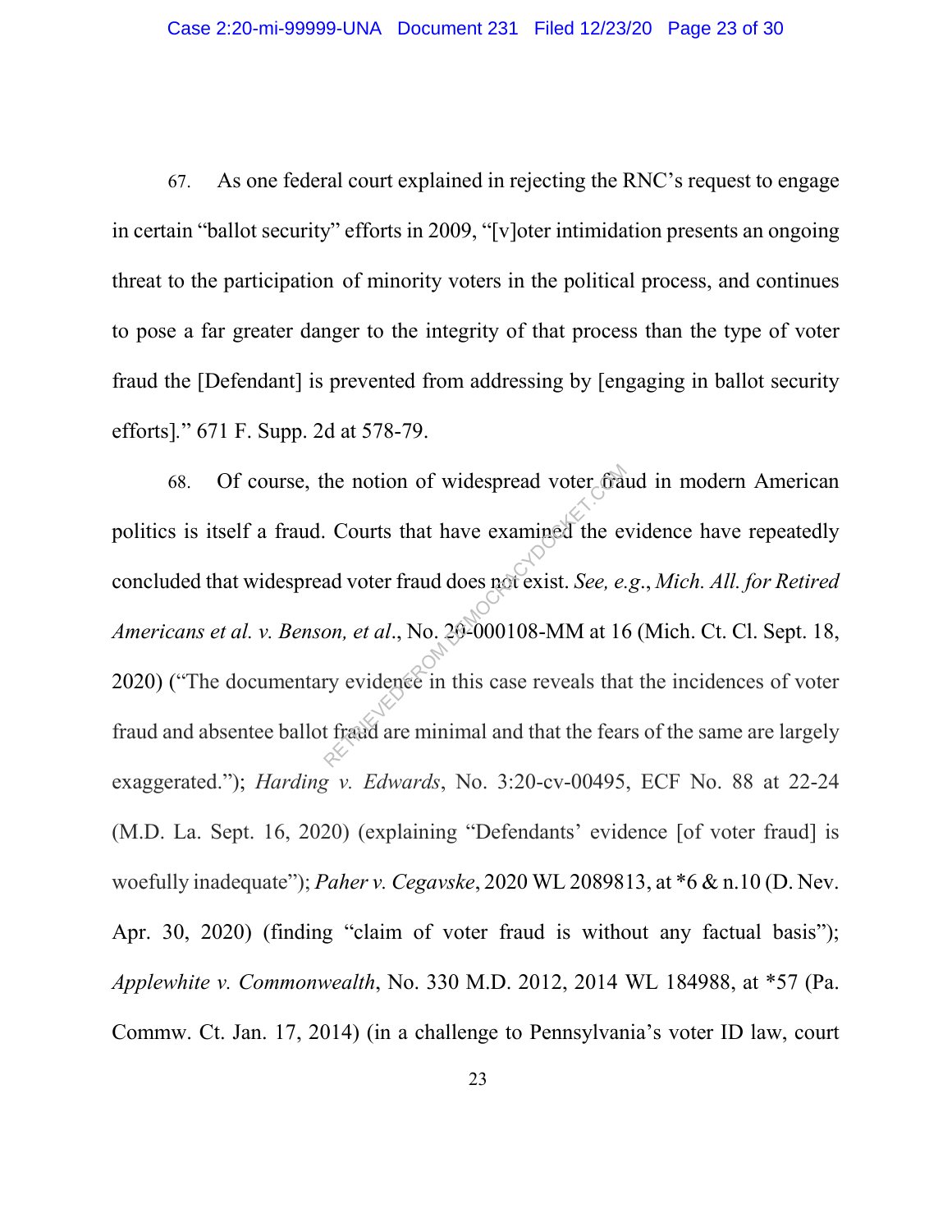67. As one federal court explained in rejecting the RNC's request to engage in certain "ballot security" efforts in 2009, "[v]oter intimidation presents an ongoing threat to the participation of minority voters in the political process, and continues to pose a far greater danger to the integrity of that process than the type of voter fraud the [Defendant] is prevented from addressing by [engaging in ballot security efforts]." 671 F. Supp. 2d at 578-79.

68. Of course, the notion of widespread voter fraud in modern American politics is itself a fraud. Courts that have examined the evidence have repeatedly concluded that widespread voter fraud does not exist. *See, e.g.*, *Mich. All. for Retired Americans et al. v. Benson, et al.*, No. 20-000108-MM at 16 (Mich. Ct. Cl. Sept. 18, 2020) ("The documentary evidence in this case reveals that the incidences of voter fraud and absentee ballot fraud are minimal and that the fears of the same are largely exaggerated."); *Harding v. Edwards*, No. 3:20-cv-00495, ECF No. 88 at 22-24 (M.D. La. Sept. 16, 2020) (explaining "Defendants' evidence [of voter fraud] is woefully inadequate"); *Paher v. Cegavske*, 2020 WL 2089813, at *6 & n.10 (D. Nev. Apr. 30, 2020) (finding "claim of voter fraud is without any factual basis"); *Applewhite v. Commonwealth*, No. 330 M.D. 2012, 2014 WL 184988, at *57 (Pa. Commw. Ct. Jan. 17, 2014) (in a challenge to Pennsylvania's voter ID law, court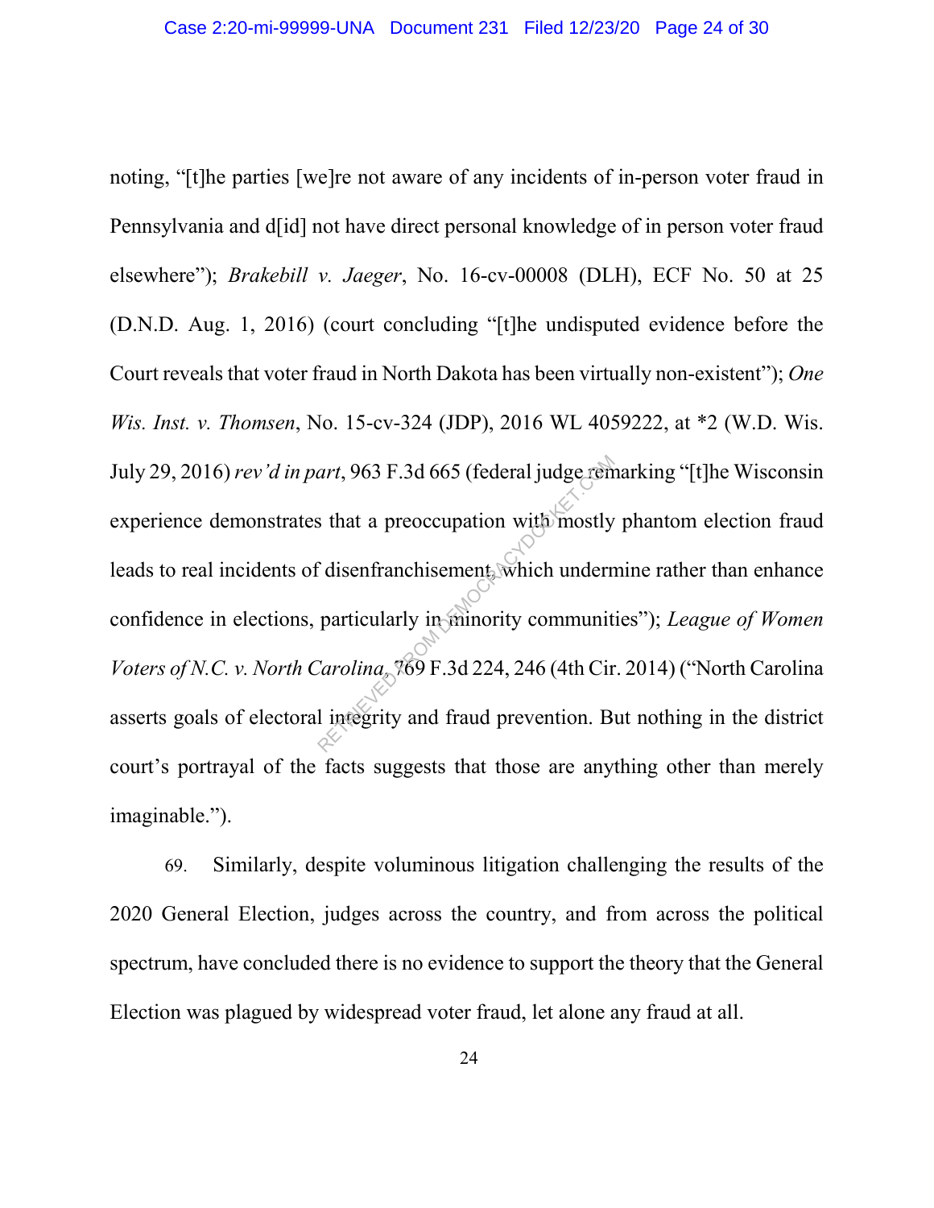noting, "[t]he parties [we]re not aware of any incidents of in-person voter fraud in Pennsylvania and d[id] not have direct personal knowledge of in person voter fraud elsewhere"); *Brakebill v. Jaeger*, No. 16-cv-00008 (DLH), ECF No. 50 at 25 (D.N.D. Aug. 1, 2016) (court concluding "[t]he undisputed evidence before the Court reveals that voter fraud in North Dakota has been virtually non-existent"); *One Wis. Inst. v. Thomsen*, No. 15-cv-324 (JDP), 2016 WL 4059222, at *2 (W.D. Wis. July 29, 2016) *rev'd in part*, 963 F.3d 665 (federal judge remarking "[t]he Wisconsin experience demonstrates that a preoccupation with mostly phantom election fraud leads to real incidents of disenfranchisement, which undermine rather than enhance confidence in elections, particularly in minority communities"); *League of Women Voters of N.C. v. North Carolina*, 769 F.3d 224, 246 (4th Cir. 2014) ("North Carolina asserts goals of electoral integrity and fraud prevention. But nothing in the district court's portrayal of the facts suggests that those are anything other than merely imaginable.").

69. Similarly, despite voluminous litigation challenging the results of the 2020 General Election, judges across the country, and from across the political spectrum, have concluded there is no evidence to support the theory that the General Election was plagued by widespread voter fraud, let alone any fraud at all.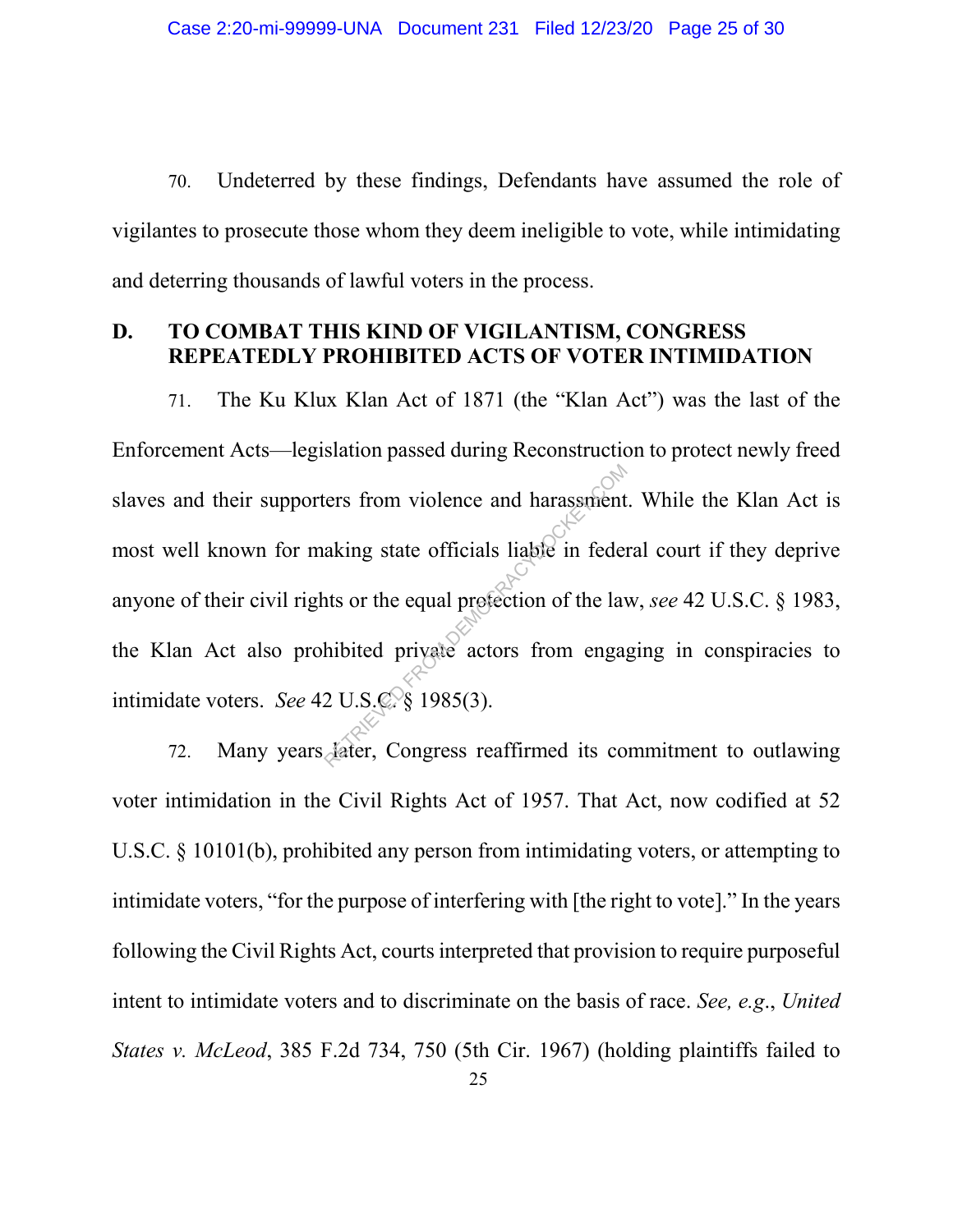70. Undeterred by these findings, Defendants have assumed the role of vigilantes to prosecute those whom they deem ineligible to vote, while intimidating and deterring thousands of lawful voters in the process.

## D. TO COMBAT THIS KIND OF VIGILANTISM, CONGRESS REPEATEDLY PROHIBITED ACTS OF VOTER INTIMIDATION

71. The Ku Klux Klan Act of 1871 (the "Klan Act") was the last of the Enforcement Acts—legislation passed during Reconstruction to protect newly freed slaves and their supporters from violence and harassment. While the Klan Act is most well known for making state officials liable in federal court if they deprive anyone of their civil rights or the equal protection of the law, *see* 42 U.S.C. § 1983, the Klan Act also prohibited private actors from engaging in conspiracies to intimidate voters. *See* 42 U.S.C. § 1985(3).

72. Many years later, Congress reaffirmed its commitment to outlawing voter intimidation in the Civil Rights Act of 1957. That Act, now codified at 52 U.S.C. § 10101(b), prohibited any person from intimidating voters, or attempting to intimidate voters, "for the purpose of interfering with [the right to vote]." In the years following the Civil Rights Act, courts interpreted that provision to require purposeful intent to intimidate voters and to discriminate on the basis of race. *See, e.g.*, *United States v. McLeod*, 385 F.2d 734, 750 (5th Cir. 1967) (holding plaintiffs failed to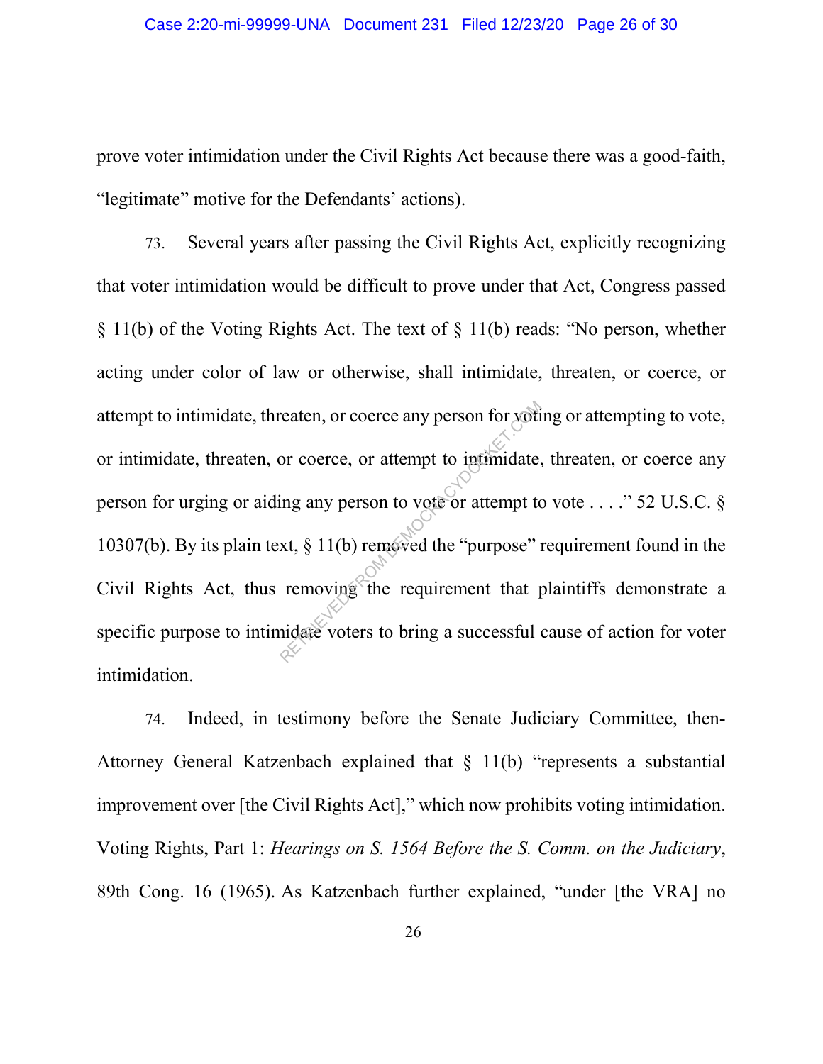prove voter intimidation under the Civil Rights Act because there was a good-faith, "legitimate" motive for the Defendants' actions).

73. Several years after passing the Civil Rights Act, explicitly recognizing that voter intimidation would be difficult to prove under that Act, Congress passed § 11(b) of the Voting Rights Act. The text of § 11(b) reads: "No person, whether acting under color of law or otherwise, shall intimidate, threaten, or coerce, or attempt to intimidate, threaten, or coerce any person for voting or attempting to vote, or intimidate, threaten, or coerce, or attempt to intimidate, threaten, or coerce any person for urging or aiding any person to vote or attempt to vote . . . ." 52 U.S.C. § 10307(b). By its plain text, § 11(b) removed the "purpose" requirement found in the Civil Rights Act, thus removing the requirement that plaintiffs demonstrate a specific purpose to intimidate voters to bring a successful cause of action for voter intimidation.

74. Indeed, in testimony before the Senate Judiciary Committee, then-Attorney General Katzenbach explained that § 11(b) "represents a substantial improvement over [the Civil Rights Act]," which now prohibits voting intimidation. Voting Rights, Part 1: *Hearings on S. 1564 Before the S. Comm. on the Judiciary*, 89th Cong. 16 (1965). As Katzenbach further explained, "under [the VRA] no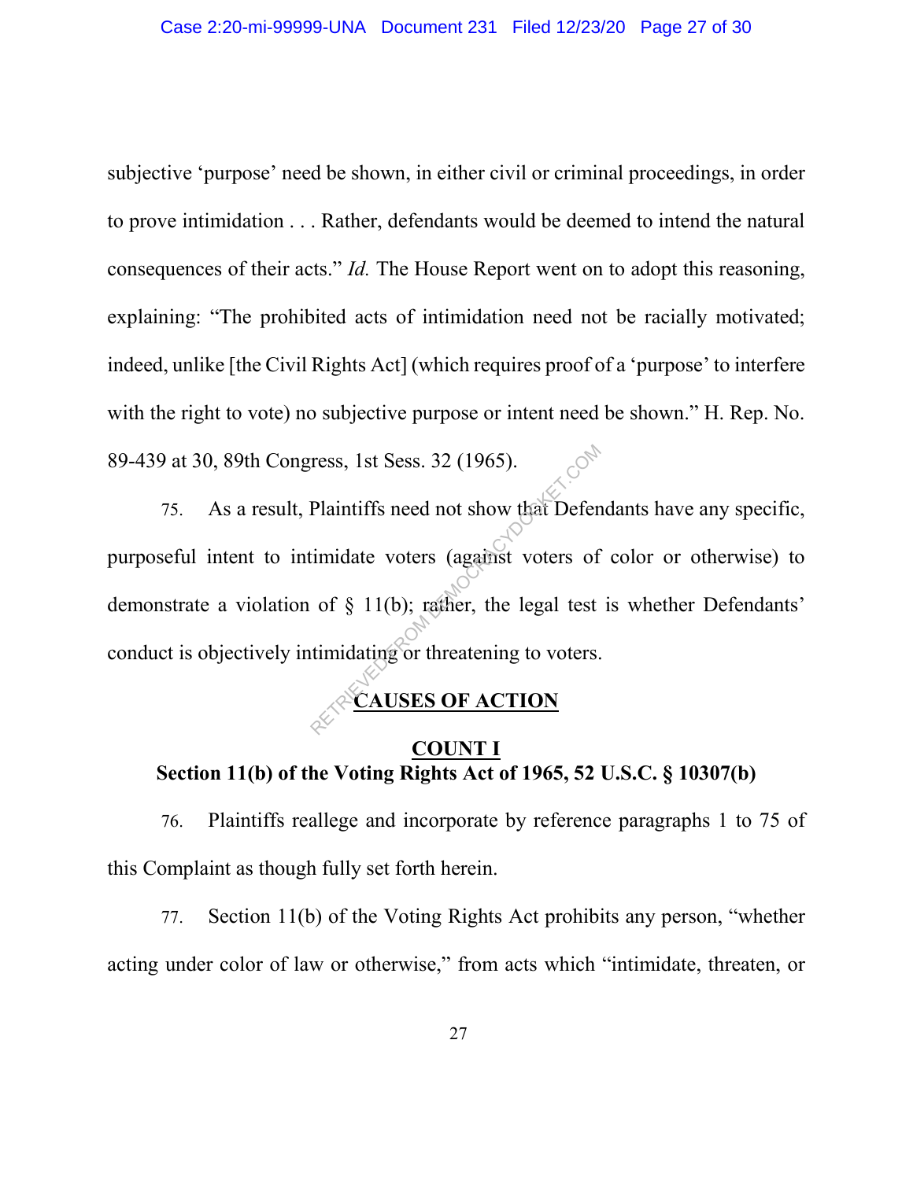subjective 'purpose' need be shown, in either civil or criminal proceedings, in order to prove intimidation . . . Rather, defendants would be deemed to intend the natural consequences of their acts." *Id.* The House Report went on to adopt this reasoning, explaining: "The prohibited acts of intimidation need not be racially motivated; indeed, unlike [the Civil Rights Act] (which requires proof of a 'purpose' to interfere with the right to vote) no subjective purpose or intent need be shown." H. Rep. No. 89-439 at 30, 89th Congress, 1st Sess. 32 (1965).

75. As a result, Plaintiffs need not show that Defendants have any specific, purposeful intent to intimidate voters (against voters of color or otherwise) to demonstrate a violation of § 11(b); rather, the legal test is whether Defendants' conduct is objectively intimidating or threatening to voters.

## CAUSES OF ACTION

### COUNT I
### Section 11(b) of the Voting Rights Act of 1965, 52 U.S.C. § 10307(b)

76. Plaintiffs reallege and incorporate by reference paragraphs 1 to 75 of this Complaint as though fully set forth herein.

77. Section 11(b) of the Voting Rights Act prohibits any person, "whether acting under color of law or otherwise," from acts which "intimidate, threaten, or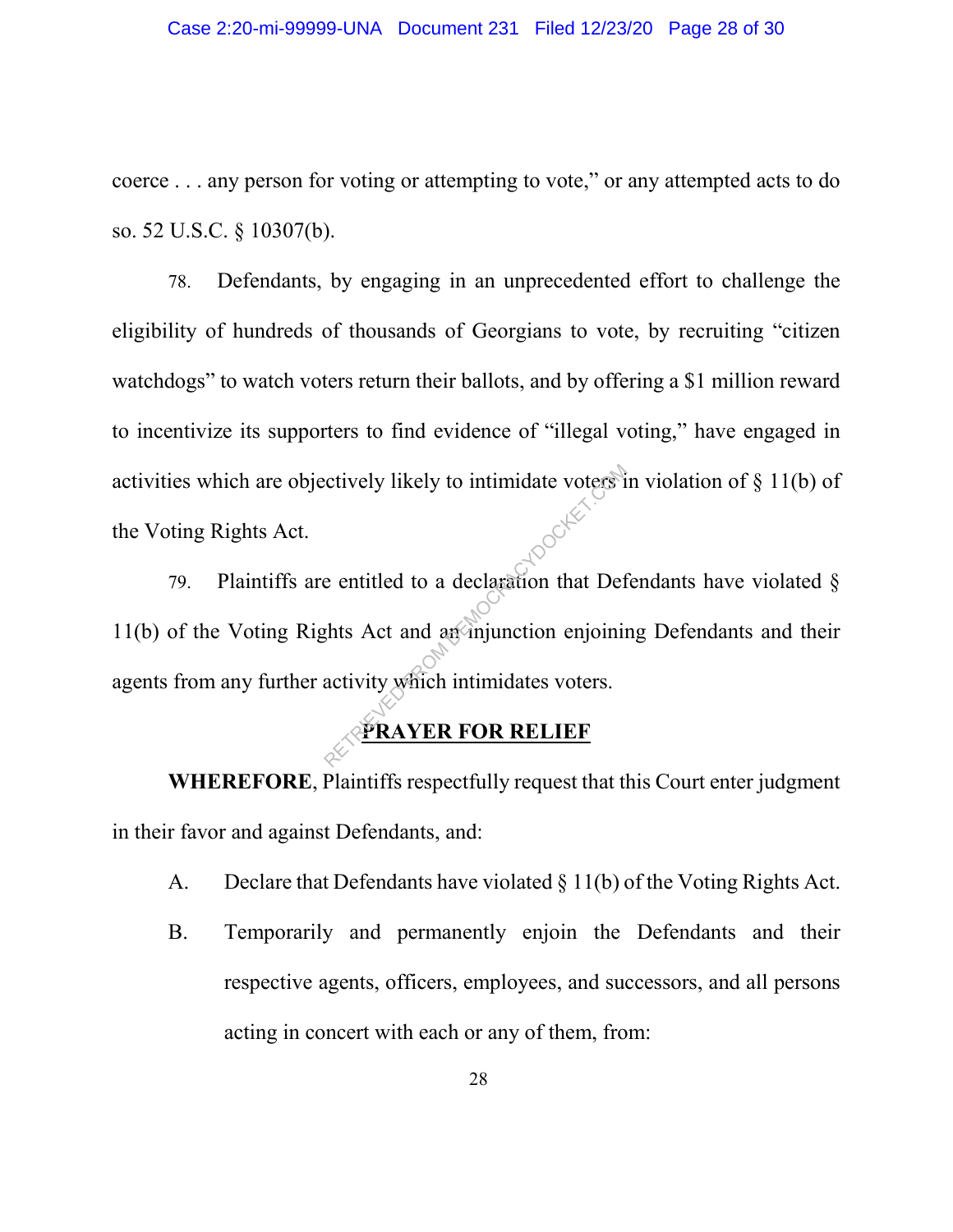coerce . . . any person for voting or attempting to vote," or any attempted acts to do so. 52 U.S.C. § 10307(b).

78. Defendants, by engaging in an unprecedented effort to challenge the eligibility of hundreds of thousands of Georgians to vote, by recruiting "citizen watchdogs" to watch voters return their ballots, and by offering a $1 million reward to incentivize its supporters to find evidence of "illegal voting," have engaged in activities which are objectively likely to intimidate voters in violation of § 11(b) of the Voting Rights Act.

79. Plaintiffs are entitled to a declaration that Defendants have violated § 11(b) of the Voting Rights Act and an injunction enjoining Defendants and their agents from any further activity which intimidates voters.

## PRAYER FOR RELIEF

**WHEREFORE**, Plaintiffs respectfully request that this Court enter judgment in their favor and against Defendants, and:

A. Declare that Defendants have violated § 11(b) of the Voting Rights Act.

B. Temporarily and permanently enjoin the Defendants and their respective agents, officers, employees, and successors, and all persons acting in concert with each or any of them, from: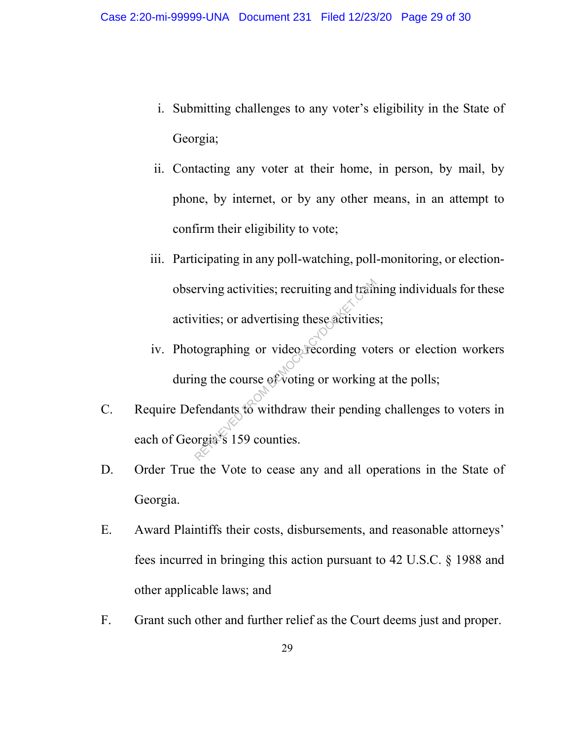i. Submitting challenges to any voter's eligibility in the State of Georgia;

ii. Contacting any voter at their home, in person, by mail, by phone, by internet, or by any other means, in an attempt to confirm their eligibility to vote;

iii. Participating in any poll-watching, poll-monitoring, or election-observing activities; recruiting and training individuals for these activities; or advertising these activities;

iv. Photographing or video recording voters or election workers during the course of voting or working at the polls;

C. Require Defendants to withdraw their pending challenges to voters in each of Georgia's 159 counties.

D. Order True the Vote to cease any and all operations in the State of Georgia.

E. Award Plaintiffs their costs, disbursements, and reasonable attorneys' fees incurred in bringing this action pursuant to 42 U.S.C. § 1988 and other applicable laws; and

F. Grant such other and further relief as the Court deems just and proper.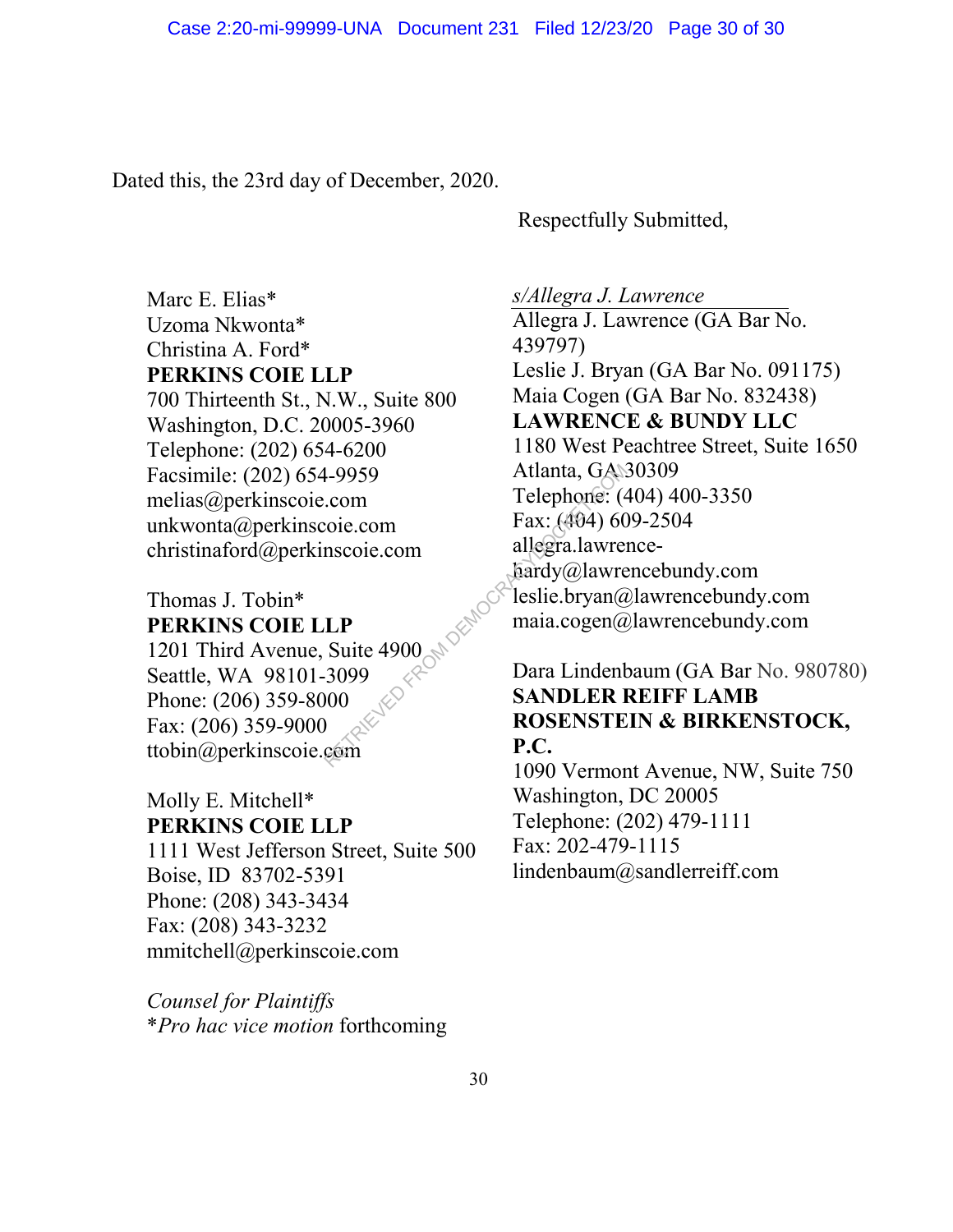Dated this, the 23rd day of December, 2020.

Respectfully Submitted,

Marc E. Elias*
Uzoma Nkwonta*
Christina A. Ford*
**PERKINS COIE LLP**
700 Thirteenth St., N.W., Suite 800
Washington, D.C. 20005-3960
Telephone: (202) 654-6200
Facsimile: (202) 654-9959
melias@perkinscoie.com
unkwonta@perkinscoie.com
christinaford@perkinscoie.com

Thomas J. Tobin*
**PERKINS COIE LLP**
1201 Third Avenue, Suite 4900
Seattle, WA 98101-3099
Phone: (206) 359-8000
Fax: (206) 359-9000
ttobin@perkinscoie.com

Molly E. Mitchell*
**PERKINS COIE LLP**
1111 West Jefferson Street, Suite 500
Boise, ID 83702-5391
Phone: (208) 343-3434
Fax: (208) 343-3232
mmitchell@perkinscoie.com

*Counsel for Plaintiffs*
\**Pro hac vice motion* forthcoming

*s/Allegra J. Lawrence*
Allegra J. Lawrence (GA Bar No. 439797)
Leslie J. Bryan (GA Bar No. 091175)
Maia Cogen (GA Bar No. 832438)
**LAWRENCE & BUNDY LLC**
1180 West Peachtree Street, Suite 1650
Atlanta, GA 30309
Telephone: (404) 400-3350
Fax: (404) 609-2504
allegra.lawrence-hardy@lawrencebundy.com
leslie.bryan@lawrencebundy.com
maia.cogen@lawrencebundy.com

Dara Lindenbaum (GA Bar No. 980780)
**SANDLER REIFF LAMB ROSENSTEIN & BIRKENSTOCK, P.C.**
1090 Vermont Avenue, NW, Suite 750
Washington, DC 20005
Telephone: (202) 479-1111
Fax: 202-479-1115
lindenbaum@sandlerreiff.com